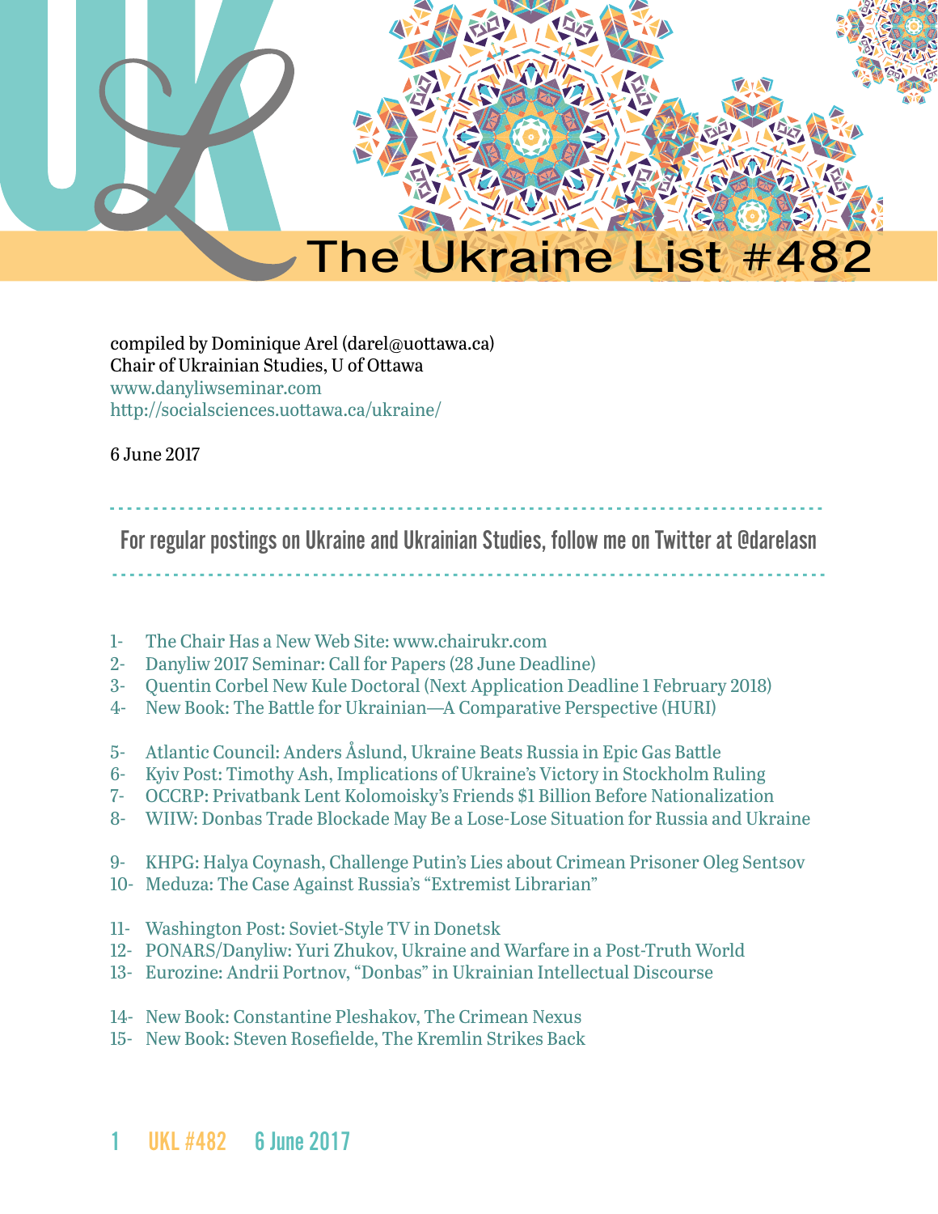# The Ukraine List #482

compiled by Dominique Arel (darel@uottawa.ca)
Chair of Ukrainian Studies, U of Ottawa
www.danyliwseminar.com
http://socialsciences.uottawa.ca/ukraine/

6 June 2017

---

For regular postings on Ukraine and Ukrainian Studies, follow me on Twitter at @darelasn

---

1- The Chair Has a New Web Site: www.chairukr.com
2- Danyliw 2017 Seminar: Call for Papers (28 June Deadline)
3- Quentin Corbel New Kule Doctoral (Next Application Deadline 1 February 2018)
4- New Book: The Battle for Ukrainian—A Comparative Perspective (HURI)

5- Atlantic Council: Anders Åslund, Ukraine Beats Russia in Epic Gas Battle
6- Kyiv Post: Timothy Ash, Implications of Ukraine's Victory in Stockholm Ruling
7- OCCRP: Privatbank Lent Kolomoisky's Friends $1 Billion Before Nationalization
8- WIIW: Donbas Trade Blockade May Be a Lose-Lose Situation for Russia and Ukraine

9- KHPG: Halya Coynash, Challenge Putin's Lies about Crimean Prisoner Oleg Sentsov
10- Meduza: The Case Against Russia's "Extremist Librarian"

11- Washington Post: Soviet-Style TV in Donetsk
12- PONARS/Danyliw: Yuri Zhukov, Ukraine and Warfare in a Post-Truth World
13- Eurozine: Andrii Portnov, "Donbas" in Ukrainian Intellectual Discourse

14- New Book: Constantine Pleshakov, The Crimean Nexus
15- New Book: Steven Rosefielde, The Kremlin Strikes Back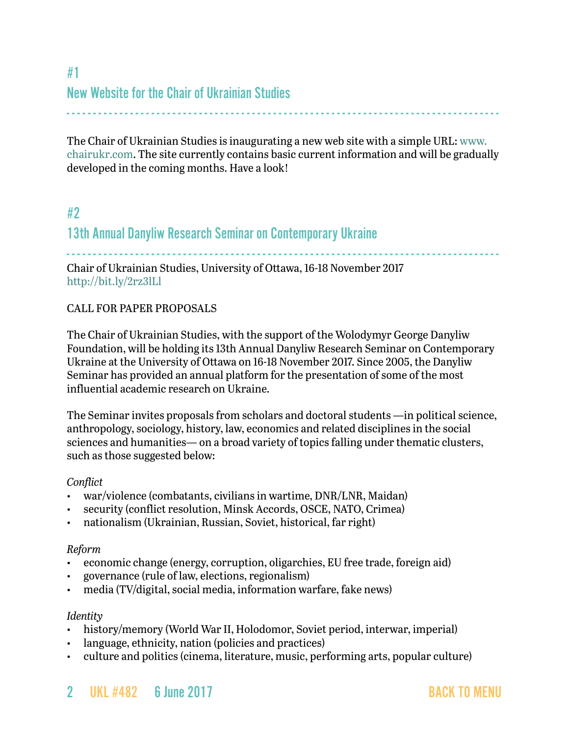## #1

## New Website for the Chair of Ukrainian Studies

The Chair of Ukrainian Studies is inaugurating a new web site with a simple URL: www.chairukr.com. The site currently contains basic current information and will be gradually developed in the coming months. Have a look!

## #2

## 13th Annual Danyliw Research Seminar on Contemporary Ukraine

Chair of Ukrainian Studies, University of Ottawa, 16-18 November 2017
http://bit.ly/2rz3lLl

CALL FOR PAPER PROPOSALS

The Chair of Ukrainian Studies, with the support of the Wolodymyr George Danyliw Foundation, will be holding its 13th Annual Danyliw Research Seminar on Contemporary Ukraine at the University of Ottawa on 16-18 November 2017. Since 2005, the Danyliw Seminar has provided an annual platform for the presentation of some of the most influential academic research on Ukraine.

The Seminar invites proposals from scholars and doctoral students —in political science, anthropology, sociology, history, law, economics and related disciplines in the social sciences and humanities— on a broad variety of topics falling under thematic clusters, such as those suggested below:

*Conflict*

- war/violence (combatants, civilians in wartime, DNR/LNR, Maidan)
- security (conflict resolution, Minsk Accords, OSCE, NATO, Crimea)
- nationalism (Ukrainian, Russian, Soviet, historical, far right)

*Reform*

- economic change (energy, corruption, oligarchies, EU free trade, foreign aid)
- governance (rule of law, elections, regionalism)
- media (TV/digital, social media, information warfare, fake news)

*Identity*

- history/memory (World War II, Holodomor, Soviet period, interwar, imperial)
- language, ethnicity, nation (policies and practices)
- culture and politics (cinema, literature, music, performing arts, popular culture)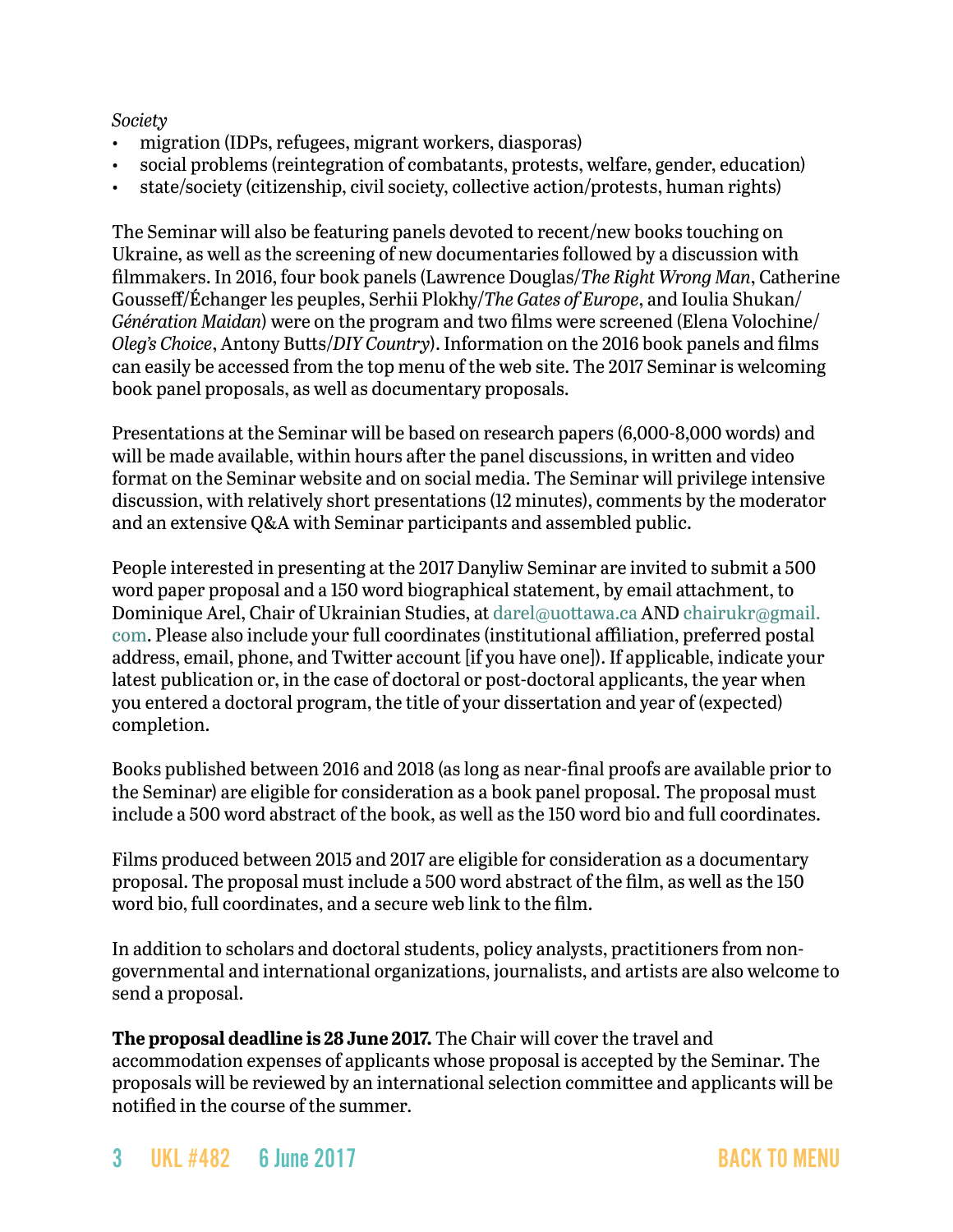*Society*

- migration (IDPs, refugees, migrant workers, diasporas)
- social problems (reintegration of combatants, protests, welfare, gender, education)
- state/society (citizenship, civil society, collective action/protests, human rights)

The Seminar will also be featuring panels devoted to recent/new books touching on Ukraine, as well as the screening of new documentaries followed by a discussion with filmmakers. In 2016, four book panels (Lawrence Douglas/*The Right Wrong Man*, Catherine Gousseff/Échanger les peuples, Serhii Plokhy/*The Gates of Europe*, and Ioulia Shukan/*Génération Maidan*) were on the program and two films were screened (Elena Volochine/*Oleg's Choice*, Antony Butts/*DIY Country*). Information on the 2016 book panels and films can easily be accessed from the top menu of the web site. The 2017 Seminar is welcoming book panel proposals, as well as documentary proposals.

Presentations at the Seminar will be based on research papers (6,000-8,000 words) and will be made available, within hours after the panel discussions, in written and video format on the Seminar website and on social media. The Seminar will privilege intensive discussion, with relatively short presentations (12 minutes), comments by the moderator and an extensive Q&A with Seminar participants and assembled public.

People interested in presenting at the 2017 Danyliw Seminar are invited to submit a 500 word paper proposal and a 150 word biographical statement, by email attachment, to Dominique Arel, Chair of Ukrainian Studies, at darel@uottawa.ca AND chairukr@gmail.com. Please also include your full coordinates (institutional affiliation, preferred postal address, email, phone, and Twitter account [if you have one]). If applicable, indicate your latest publication or, in the case of doctoral or post-doctoral applicants, the year when you entered a doctoral program, the title of your dissertation and year of (expected) completion.

Books published between 2016 and 2018 (as long as near-final proofs are available prior to the Seminar) are eligible for consideration as a book panel proposal. The proposal must include a 500 word abstract of the book, as well as the 150 word bio and full coordinates.

Films produced between 2015 and 2017 are eligible for consideration as a documentary proposal. The proposal must include a 500 word abstract of the film, as well as the 150 word bio, full coordinates, and a secure web link to the film.

In addition to scholars and doctoral students, policy analysts, practitioners from non-governmental and international organizations, journalists, and artists are also welcome to send a proposal.

**The proposal deadline is 28 June 2017.** The Chair will cover the travel and accommodation expenses of applicants whose proposal is accepted by the Seminar. The proposals will be reviewed by an international selection committee and applicants will be notified in the course of the summer.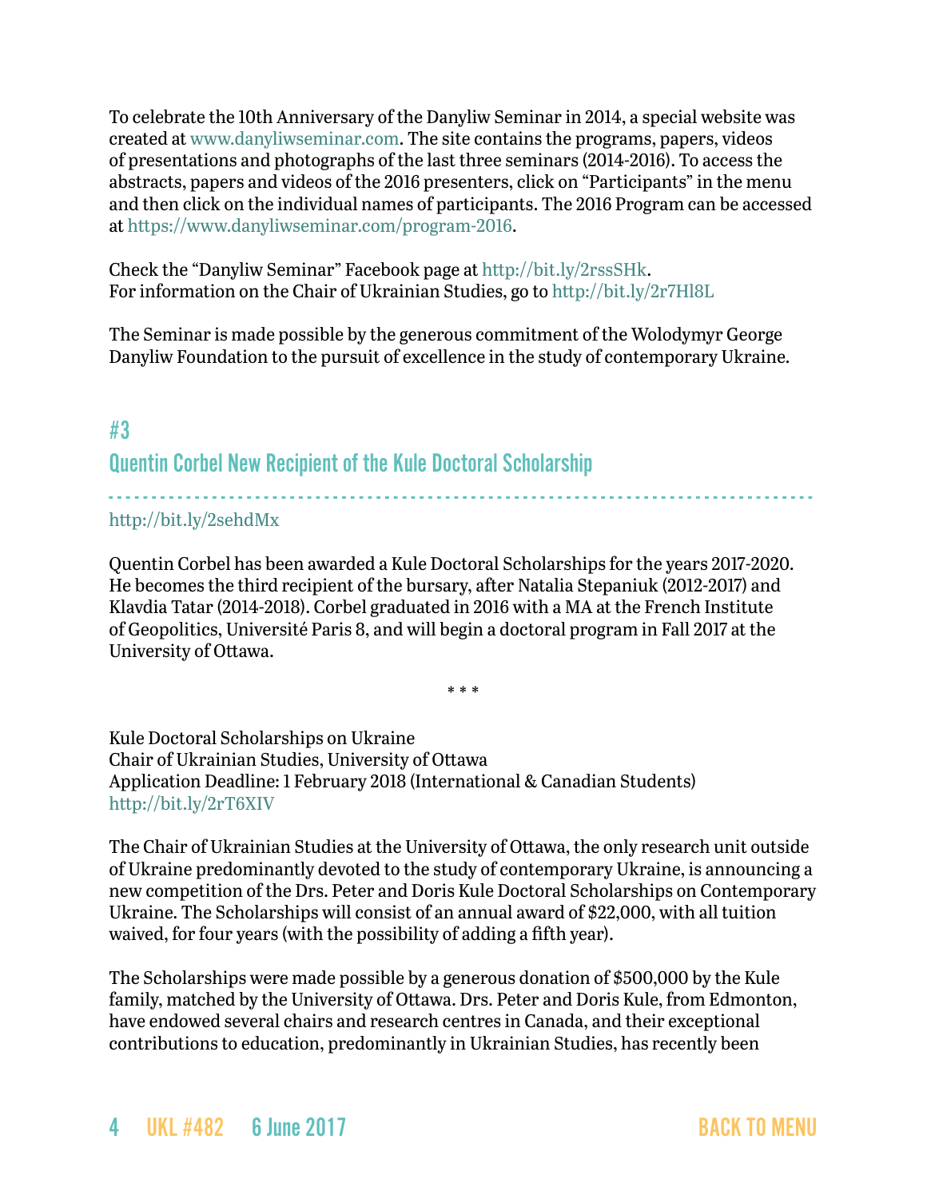To celebrate the 10th Anniversary of the Danyliw Seminar in 2014, a special website was created at www.danyliwseminar.com. The site contains the programs, papers, videos of presentations and photographs of the last three seminars (2014-2016). To access the abstracts, papers and videos of the 2016 presenters, click on "Participants" in the menu and then click on the individual names of participants. The 2016 Program can be accessed at https://www.danyliwseminar.com/program-2016.

Check the "Danyliw Seminar" Facebook page at http://bit.ly/2rssSHk.
For information on the Chair of Ukrainian Studies, go to http://bit.ly/2r7Hl8L

The Seminar is made possible by the generous commitment of the Wolodymyr George Danyliw Foundation to the pursuit of excellence in the study of contemporary Ukraine.

## #3
## Quentin Corbel New Recipient of the Kule Doctoral Scholarship

http://bit.ly/2sehdMx

Quentin Corbel has been awarded a Kule Doctoral Scholarships for the years 2017-2020. He becomes the third recipient of the bursary, after Natalia Stepaniuk (2012-2017) and Klavdia Tatar (2014-2018). Corbel graduated in 2016 with a MA at the French Institute of Geopolitics, Université Paris 8, and will begin a doctoral program in Fall 2017 at the University of Ottawa.

* * *

Kule Doctoral Scholarships on Ukraine
Chair of Ukrainian Studies, University of Ottawa
Application Deadline: 1 February 2018 (International & Canadian Students)
http://bit.ly/2rT6XIV

The Chair of Ukrainian Studies at the University of Ottawa, the only research unit outside of Ukraine predominantly devoted to the study of contemporary Ukraine, is announcing a new competition of the Drs. Peter and Doris Kule Doctoral Scholarships on Contemporary Ukraine. The Scholarships will consist of an annual award of $22,000, with all tuition waived, for four years (with the possibility of adding a fifth year).

The Scholarships were made possible by a generous donation of $500,000 by the Kule family, matched by the University of Ottawa. Drs. Peter and Doris Kule, from Edmonton, have endowed several chairs and research centres in Canada, and their exceptional contributions to education, predominantly in Ukrainian Studies, has recently been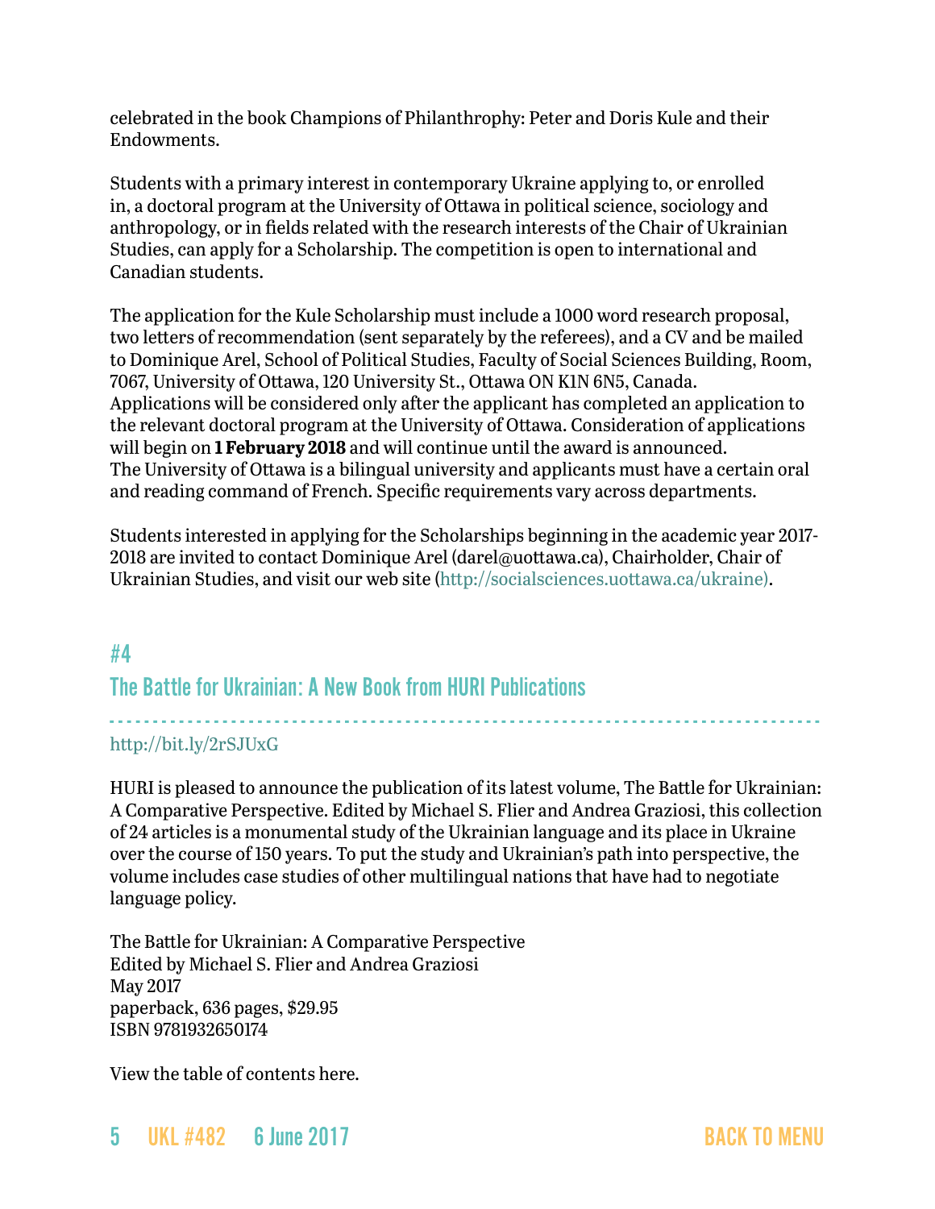celebrated in the book Champions of Philanthropy: Peter and Doris Kule and their Endowments.

Students with a primary interest in contemporary Ukraine applying to, or enrolled in, a doctoral program at the University of Ottawa in political science, sociology and anthropology, or in fields related with the research interests of the Chair of Ukrainian Studies, can apply for a Scholarship. The competition is open to international and Canadian students.

The application for the Kule Scholarship must include a 1000 word research proposal, two letters of recommendation (sent separately by the referees), and a CV and be mailed to Dominique Arel, School of Political Studies, Faculty of Social Sciences Building, Room, 7067, University of Ottawa, 120 University St., Ottawa ON K1N 6N5, Canada. Applications will be considered only after the applicant has completed an application to the relevant doctoral program at the University of Ottawa. Consideration of applications will begin on **1 February 2018** and will continue until the award is announced. The University of Ottawa is a bilingual university and applicants must have a certain oral and reading command of French. Specific requirements vary across departments.

Students interested in applying for the Scholarships beginning in the academic year 2017-2018 are invited to contact Dominique Arel (darel@uottawa.ca), Chairholder, Chair of Ukrainian Studies, and visit our web site (http://socialsciences.uottawa.ca/ukraine).

## #4
## The Battle for Ukrainian: A New Book from HURI Publications

http://bit.ly/2rSJUxG

HURI is pleased to announce the publication of its latest volume, The Battle for Ukrainian: A Comparative Perspective. Edited by Michael S. Flier and Andrea Graziosi, this collection of 24 articles is a monumental study of the Ukrainian language and its place in Ukraine over the course of 150 years. To put the study and Ukrainian's path into perspective, the volume includes case studies of other multilingual nations that have had to negotiate language policy.

The Battle for Ukrainian: A Comparative Perspective
Edited by Michael S. Flier and Andrea Graziosi
May 2017
paperback, 636 pages, $29.95
ISBN 9781932650174

View the table of contents here.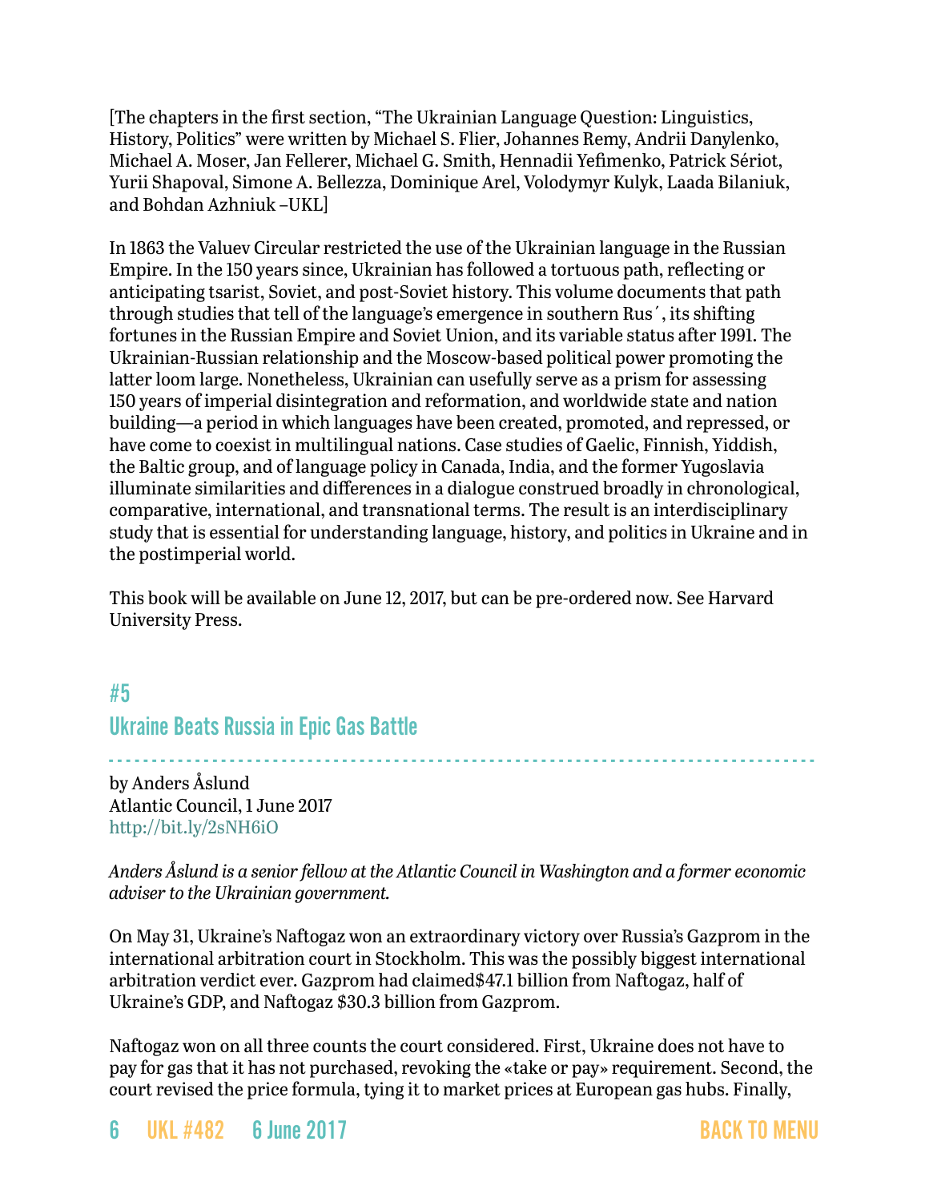[The chapters in the first section, “The Ukrainian Language Question: Linguistics, History, Politics” were written by Michael S. Flier, Johannes Remy, Andrii Danylenko, Michael A. Moser, Jan Fellerer, Michael G. Smith, Hennadii Yefimenko, Patrick Sériot, Yurii Shapoval, Simone A. Bellezza, Dominique Arel, Volodymyr Kulyk, Laada Bilaniuk, and Bohdan Azhniuk –UKL]

In 1863 the Valuev Circular restricted the use of the Ukrainian language in the Russian Empire. In the 150 years since, Ukrainian has followed a tortuous path, reflecting or anticipating tsarist, Soviet, and post-Soviet history. This volume documents that path through studies that tell of the language’s emergence in southern Rus´, its shifting fortunes in the Russian Empire and Soviet Union, and its variable status after 1991. The Ukrainian-Russian relationship and the Moscow-based political power promoting the latter loom large. Nonetheless, Ukrainian can usefully serve as a prism for assessing 150 years of imperial disintegration and reformation, and worldwide state and nation building—a period in which languages have been created, promoted, and repressed, or have come to coexist in multilingual nations. Case studies of Gaelic, Finnish, Yiddish, the Baltic group, and of language policy in Canada, India, and the former Yugoslavia illuminate similarities and differences in a dialogue construed broadly in chronological, comparative, international, and transnational terms. The result is an interdisciplinary study that is essential for understanding language, history, and politics in Ukraine and in the postimperial world.

This book will be available on June 12, 2017, but can be pre-ordered now. See Harvard University Press.

## #5
## Ukraine Beats Russia in Epic Gas Battle

by Anders Åslund
Atlantic Council, 1 June 2017
http://bit.ly/2sNH6iO

*Anders Åslund is a senior fellow at the Atlantic Council in Washington and a former economic adviser to the Ukrainian government.*

On May 31, Ukraine’s Naftogaz won an extraordinary victory over Russia’s Gazprom in the international arbitration court in Stockholm. This was the possibly biggest international arbitration verdict ever. Gazprom had claimed$47.1 billion from Naftogaz, half of Ukraine’s GDP, and Naftogaz $30.3 billion from Gazprom.

Naftogaz won on all three counts the court considered. First, Ukraine does not have to pay for gas that it has not purchased, revoking the «take or pay» requirement. Second, the court revised the price formula, tying it to market prices at European gas hubs. Finally,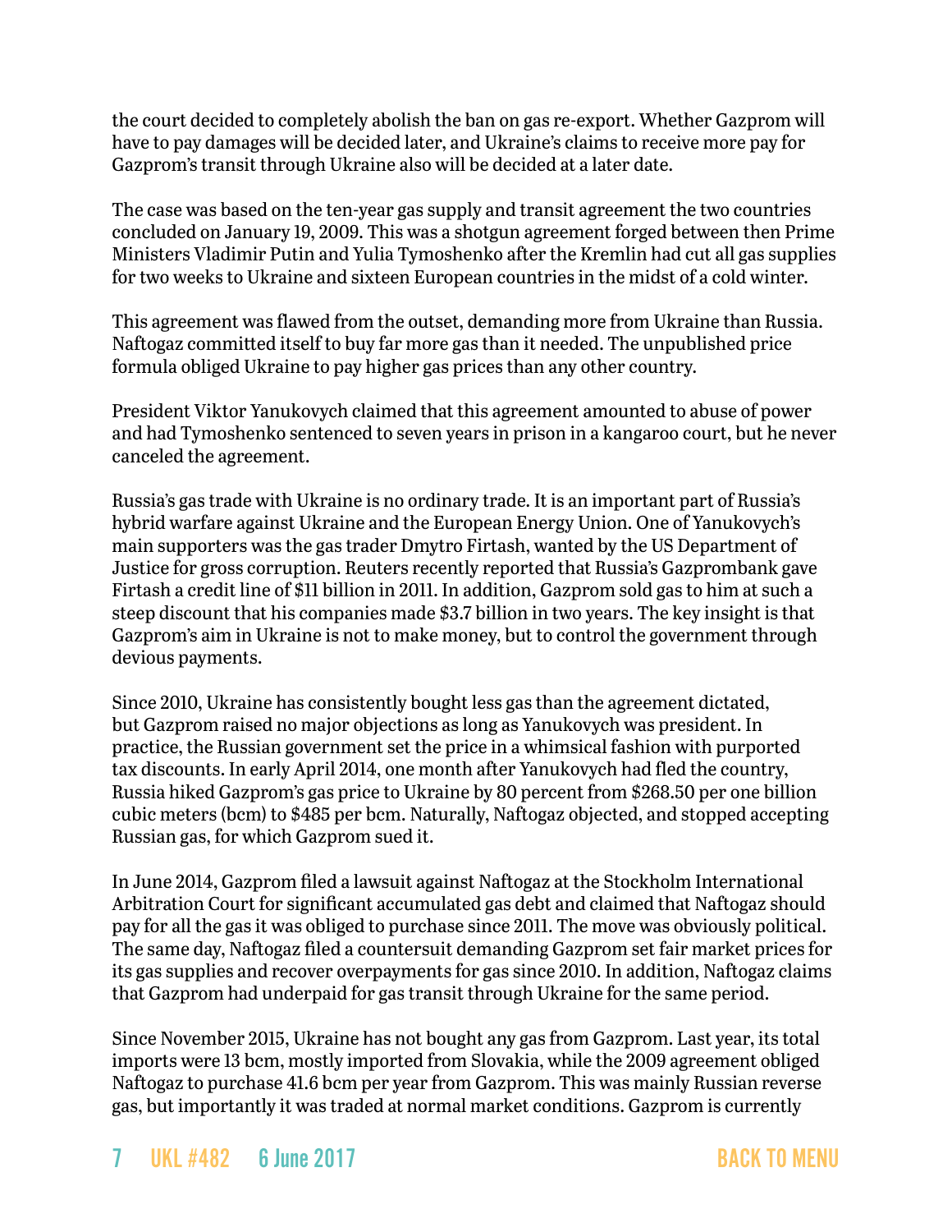the court decided to completely abolish the ban on gas re-export. Whether Gazprom will have to pay damages will be decided later, and Ukraine's claims to receive more pay for Gazprom's transit through Ukraine also will be decided at a later date.

The case was based on the ten-year gas supply and transit agreement the two countries concluded on January 19, 2009. This was a shotgun agreement forged between then Prime Ministers Vladimir Putin and Yulia Tymoshenko after the Kremlin had cut all gas supplies for two weeks to Ukraine and sixteen European countries in the midst of a cold winter.

This agreement was flawed from the outset, demanding more from Ukraine than Russia. Naftogaz committed itself to buy far more gas than it needed. The unpublished price formula obliged Ukraine to pay higher gas prices than any other country.

President Viktor Yanukovych claimed that this agreement amounted to abuse of power and had Tymoshenko sentenced to seven years in prison in a kangaroo court, but he never canceled the agreement.

Russia's gas trade with Ukraine is no ordinary trade. It is an important part of Russia's hybrid warfare against Ukraine and the European Energy Union. One of Yanukovych's main supporters was the gas trader Dmytro Firtash, wanted by the US Department of Justice for gross corruption. Reuters recently reported that Russia's Gazprombank gave Firtash a credit line of $11 billion in 2011. In addition, Gazprom sold gas to him at such a steep discount that his companies made $3.7 billion in two years. The key insight is that Gazprom's aim in Ukraine is not to make money, but to control the government through devious payments.

Since 2010, Ukraine has consistently bought less gas than the agreement dictated, but Gazprom raised no major objections as long as Yanukovych was president. In practice, the Russian government set the price in a whimsical fashion with purported tax discounts. In early April 2014, one month after Yanukovych had fled the country, Russia hiked Gazprom's gas price to Ukraine by 80 percent from $268.50 per one billion cubic meters (bcm) to $485 per bcm. Naturally, Naftogaz objected, and stopped accepting Russian gas, for which Gazprom sued it.

In June 2014, Gazprom filed a lawsuit against Naftogaz at the Stockholm International Arbitration Court for significant accumulated gas debt and claimed that Naftogaz should pay for all the gas it was obliged to purchase since 2011. The move was obviously political. The same day, Naftogaz filed a countersuit demanding Gazprom set fair market prices for its gas supplies and recover overpayments for gas since 2010. In addition, Naftogaz claims that Gazprom had underpaid for gas transit through Ukraine for the same period.

Since November 2015, Ukraine has not bought any gas from Gazprom. Last year, its total imports were 13 bcm, mostly imported from Slovakia, while the 2009 agreement obliged Naftogaz to purchase 41.6 bcm per year from Gazprom. This was mainly Russian reverse gas, but importantly it was traded at normal market conditions. Gazprom is currently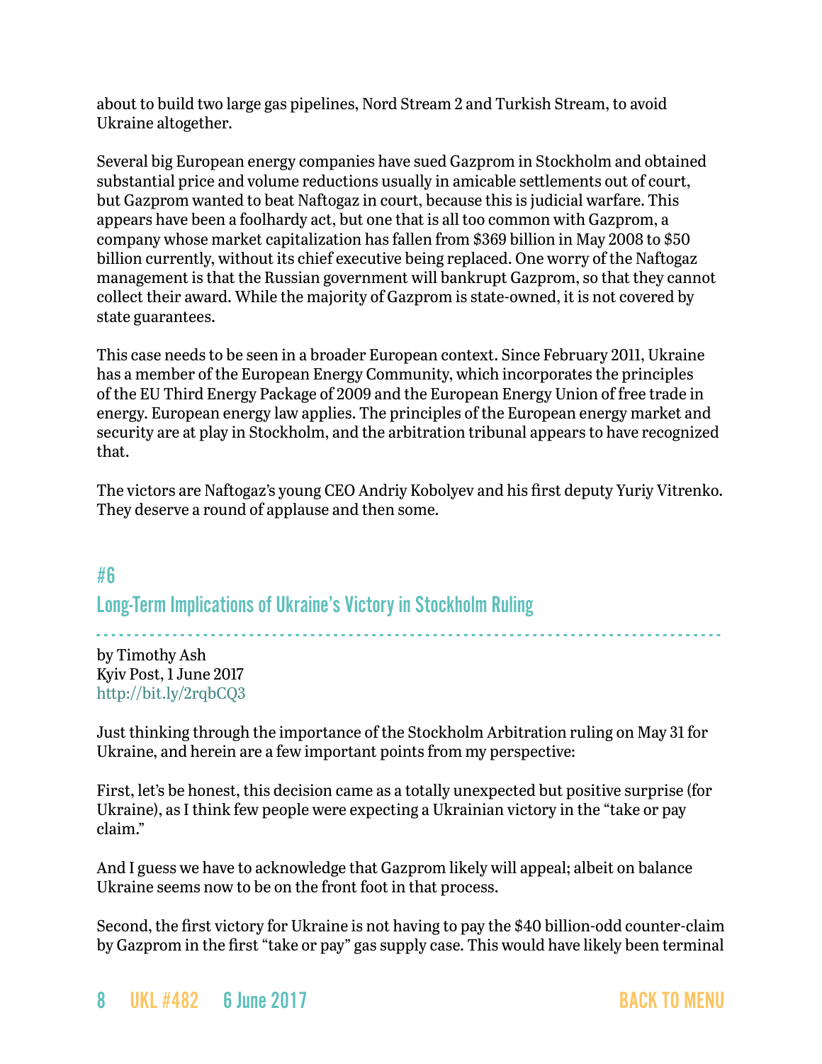about to build two large gas pipelines, Nord Stream 2 and Turkish Stream, to avoid Ukraine altogether.

Several big European energy companies have sued Gazprom in Stockholm and obtained substantial price and volume reductions usually in amicable settlements out of court, but Gazprom wanted to beat Naftogaz in court, because this is judicial warfare. This appears have been a foolhardy act, but one that is all too common with Gazprom, a company whose market capitalization has fallen from $369 billion in May 2008 to $50 billion currently, without its chief executive being replaced. One worry of the Naftogaz management is that the Russian government will bankrupt Gazprom, so that they cannot collect their award. While the majority of Gazprom is state-owned, it is not covered by state guarantees.

This case needs to be seen in a broader European context. Since February 2011, Ukraine has a member of the European Energy Community, which incorporates the principles of the EU Third Energy Package of 2009 and the European Energy Union of free trade in energy. European energy law applies. The principles of the European energy market and security are at play in Stockholm, and the arbitration tribunal appears to have recognized that.

The victors are Naftogaz's young CEO Andriy Kobolyev and his first deputy Yuriy Vitrenko. They deserve a round of applause and then some.

## #6

## Long-Term Implications of Ukraine's Victory in Stockholm Ruling

by Timothy Ash
Kyiv Post, 1 June 2017
http://bit.ly/2rqbCQ3

Just thinking through the importance of the Stockholm Arbitration ruling on May 31 for Ukraine, and herein are a few important points from my perspective:

First, let's be honest, this decision came as a totally unexpected but positive surprise (for Ukraine), as I think few people were expecting a Ukrainian victory in the "take or pay claim."

And I guess we have to acknowledge that Gazprom likely will appeal; albeit on balance Ukraine seems now to be on the front foot in that process.

Second, the first victory for Ukraine is not having to pay the $40 billion-odd counter-claim by Gazprom in the first "take or pay" gas supply case. This would have likely been terminal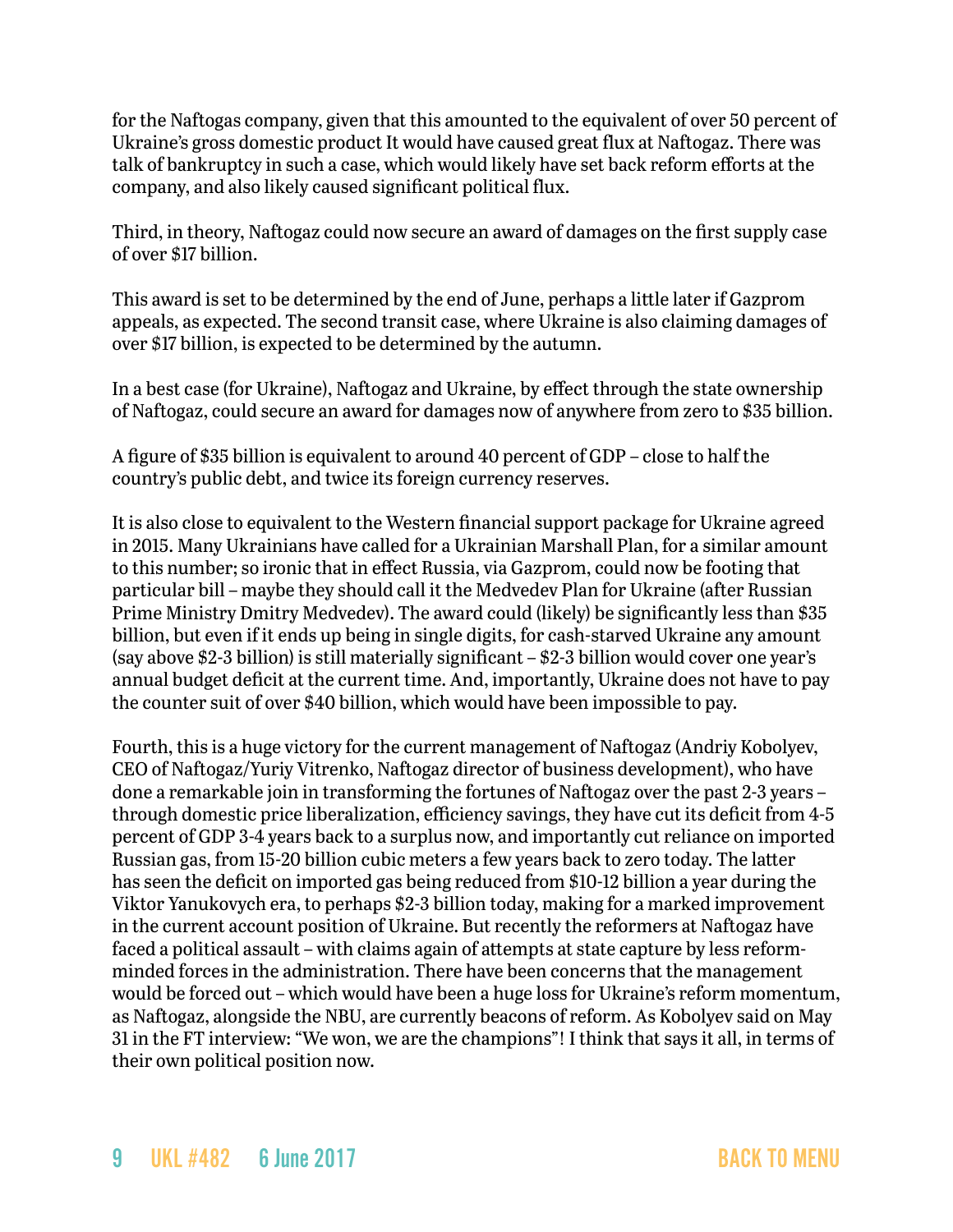for the Naftogas company, given that this amounted to the equivalent of over 50 percent of Ukraine's gross domestic product It would have caused great flux at Naftogaz. There was talk of bankruptcy in such a case, which would likely have set back reform efforts at the company, and also likely caused significant political flux.

Third, in theory, Naftogaz could now secure an award of damages on the first supply case of over $17 billion.

This award is set to be determined by the end of June, perhaps a little later if Gazprom appeals, as expected. The second transit case, where Ukraine is also claiming damages of over $17 billion, is expected to be determined by the autumn.

In a best case (for Ukraine), Naftogaz and Ukraine, by effect through the state ownership of Naftogaz, could secure an award for damages now of anywhere from zero to $35 billion.

A figure of $35 billion is equivalent to around 40 percent of GDP – close to half the country's public debt, and twice its foreign currency reserves.

It is also close to equivalent to the Western financial support package for Ukraine agreed in 2015. Many Ukrainians have called for a Ukrainian Marshall Plan, for a similar amount to this number; so ironic that in effect Russia, via Gazprom, could now be footing that particular bill – maybe they should call it the Medvedev Plan for Ukraine (after Russian Prime Ministry Dmitry Medvedev). The award could (likely) be significantly less than $35 billion, but even if it ends up being in single digits, for cash-starved Ukraine any amount (say above $2-3 billion) is still materially significant – $2-3 billion would cover one year's annual budget deficit at the current time. And, importantly, Ukraine does not have to pay the counter suit of over $40 billion, which would have been impossible to pay.

Fourth, this is a huge victory for the current management of Naftogaz (Andriy Kobolyev, CEO of Naftogaz/Yuriy Vitrenko, Naftogaz director of business development), who have done a remarkable join in transforming the fortunes of Naftogaz over the past 2-3 years – through domestic price liberalization, efficiency savings, they have cut its deficit from 4-5 percent of GDP 3-4 years back to a surplus now, and importantly cut reliance on imported Russian gas, from 15-20 billion cubic meters a few years back to zero today. The latter has seen the deficit on imported gas being reduced from $10-12 billion a year during the Viktor Yanukovych era, to perhaps $2-3 billion today, making for a marked improvement in the current account position of Ukraine. But recently the reformers at Naftogaz have faced a political assault – with claims again of attempts at state capture by less reform-minded forces in the administration. There have been concerns that the management would be forced out – which would have been a huge loss for Ukraine's reform momentum, as Naftogaz, alongside the NBU, are currently beacons of reform. As Kobolyev said on May 31 in the FT interview: "We won, we are the champions"! I think that says it all, in terms of their own political position now.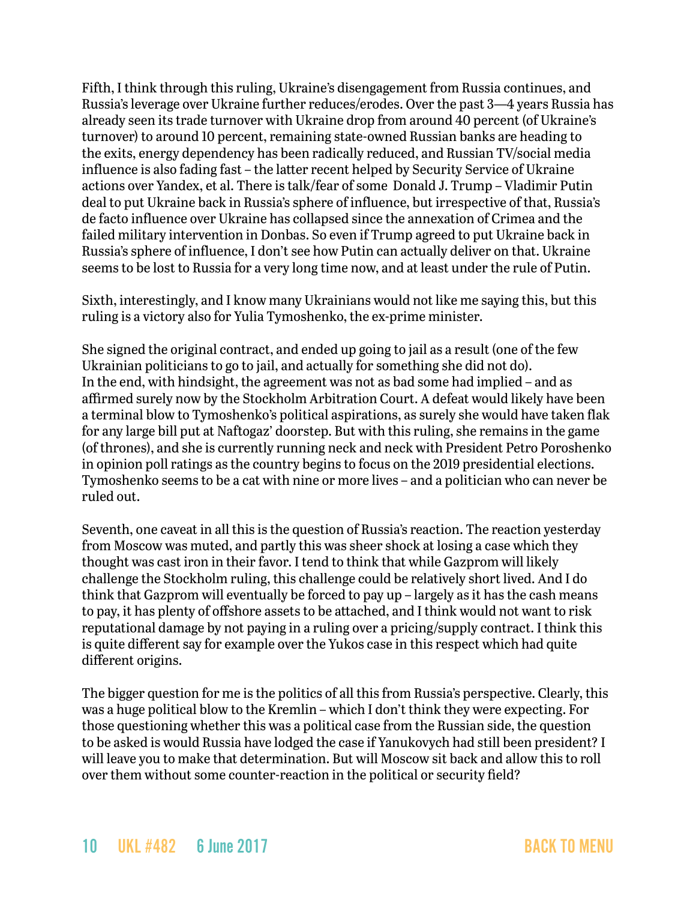Fifth, I think through this ruling, Ukraine's disengagement from Russia continues, and Russia's leverage over Ukraine further reduces/erodes. Over the past 3—4 years Russia has already seen its trade turnover with Ukraine drop from around 40 percent (of Ukraine's turnover) to around 10 percent, remaining state-owned Russian banks are heading to the exits, energy dependency has been radically reduced, and Russian TV/social media influence is also fading fast – the latter recent helped by Security Service of Ukraine actions over Yandex, et al. There is talk/fear of some Donald J. Trump – Vladimir Putin deal to put Ukraine back in Russia's sphere of influence, but irrespective of that, Russia's de facto influence over Ukraine has collapsed since the annexation of Crimea and the failed military intervention in Donbas. So even if Trump agreed to put Ukraine back in Russia's sphere of influence, I don't see how Putin can actually deliver on that. Ukraine seems to be lost to Russia for a very long time now, and at least under the rule of Putin.

Sixth, interestingly, and I know many Ukrainians would not like me saying this, but this ruling is a victory also for Yulia Tymoshenko, the ex-prime minister.

She signed the original contract, and ended up going to jail as a result (one of the few Ukrainian politicians to go to jail, and actually for something she did not do). In the end, with hindsight, the agreement was not as bad some had implied – and as affirmed surely now by the Stockholm Arbitration Court. A defeat would likely have been a terminal blow to Tymoshenko's political aspirations, as surely she would have taken flak for any large bill put at Naftogaz' doorstep. But with this ruling, she remains in the game (of thrones), and she is currently running neck and neck with President Petro Poroshenko in opinion poll ratings as the country begins to focus on the 2019 presidential elections. Tymoshenko seems to be a cat with nine or more lives – and a politician who can never be ruled out.

Seventh, one caveat in all this is the question of Russia's reaction. The reaction yesterday from Moscow was muted, and partly this was sheer shock at losing a case which they thought was cast iron in their favor. I tend to think that while Gazprom will likely challenge the Stockholm ruling, this challenge could be relatively short lived. And I do think that Gazprom will eventually be forced to pay up – largely as it has the cash means to pay, it has plenty of offshore assets to be attached, and I think would not want to risk reputational damage by not paying in a ruling over a pricing/supply contract. I think this is quite different say for example over the Yukos case in this respect which had quite different origins.

The bigger question for me is the politics of all this from Russia's perspective. Clearly, this was a huge political blow to the Kremlin – which I don't think they were expecting. For those questioning whether this was a political case from the Russian side, the question to be asked is would Russia have lodged the case if Yanukovych had still been president? I will leave you to make that determination. But will Moscow sit back and allow this to roll over them without some counter-reaction in the political or security field?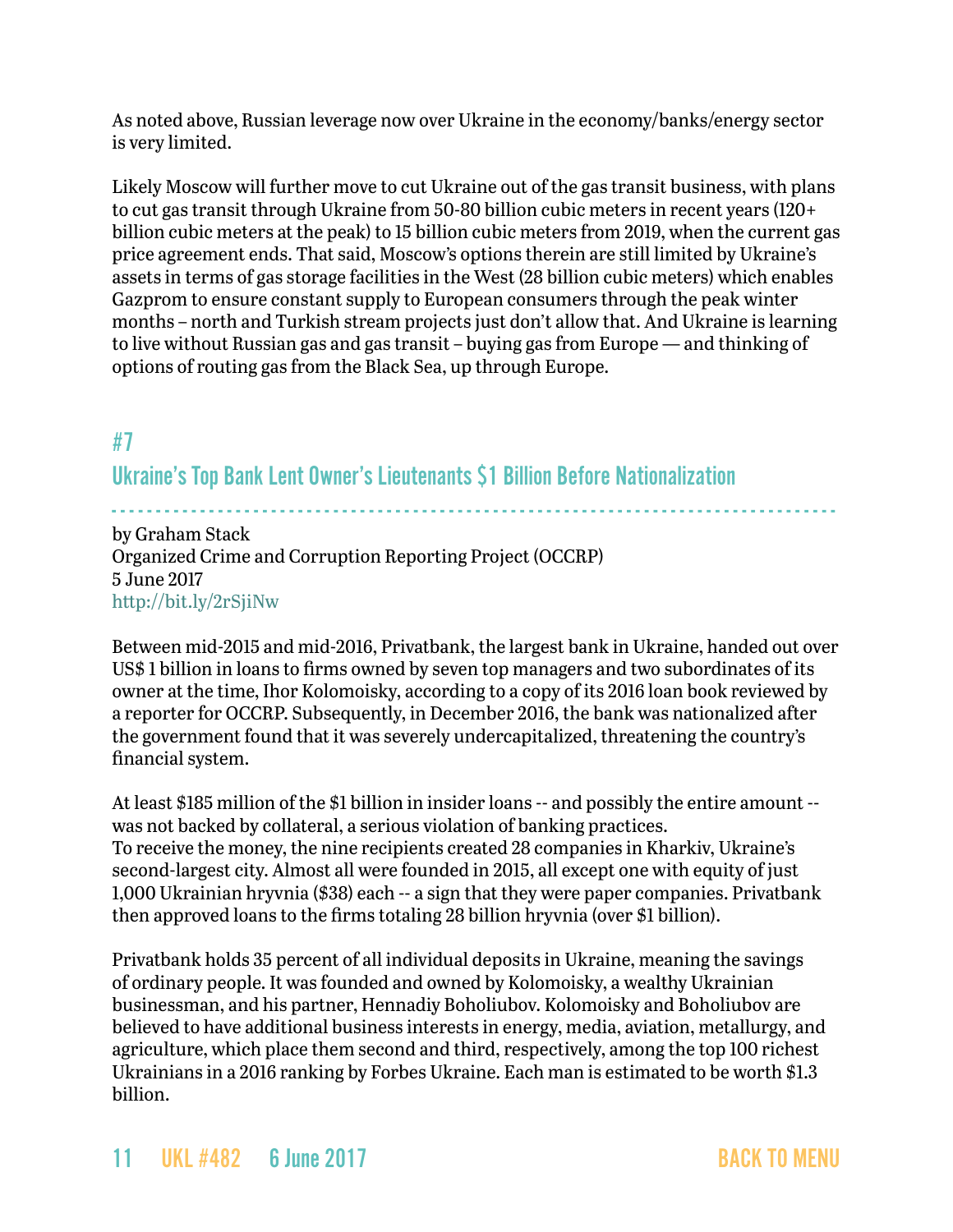As noted above, Russian leverage now over Ukraine in the economy/banks/energy sector is very limited.

Likely Moscow will further move to cut Ukraine out of the gas transit business, with plans to cut gas transit through Ukraine from 50-80 billion cubic meters in recent years (120+ billion cubic meters at the peak) to 15 billion cubic meters from 2019, when the current gas price agreement ends. That said, Moscow's options therein are still limited by Ukraine's assets in terms of gas storage facilities in the West (28 billion cubic meters) which enables Gazprom to ensure constant supply to European consumers through the peak winter months – north and Turkish stream projects just don't allow that. And Ukraine is learning to live without Russian gas and gas transit – buying gas from Europe — and thinking of options of routing gas from the Black Sea, up through Europe.

## #7

## Ukraine's Top Bank Lent Owner's Lieutenants $1 Billion Before Nationalization

by Graham Stack
Organized Crime and Corruption Reporting Project (OCCRP)
5 June 2017
http://bit.ly/2rSjiNw

Between mid-2015 and mid-2016, Privatbank, the largest bank in Ukraine, handed out over US$ 1 billion in loans to firms owned by seven top managers and two subordinates of its owner at the time, Ihor Kolomoisky, according to a copy of its 2016 loan book reviewed by a reporter for OCCRP. Subsequently, in December 2016, the bank was nationalized after the government found that it was severely undercapitalized, threatening the country's financial system.

At least $185 million of the $1 billion in insider loans -- and possibly the entire amount -- was not backed by collateral, a serious violation of banking practices.
To receive the money, the nine recipients created 28 companies in Kharkiv, Ukraine's second-largest city. Almost all were founded in 2015, all except one with equity of just 1,000 Ukrainian hryvnia ($38) each -- a sign that they were paper companies. Privatbank then approved loans to the firms totaling 28 billion hryvnia (over $1 billion).

Privatbank holds 35 percent of all individual deposits in Ukraine, meaning the savings of ordinary people. It was founded and owned by Kolomoisky, a wealthy Ukrainian businessman, and his partner, Hennadiy Boholiubov. Kolomoisky and Boholiubov are believed to have additional business interests in energy, media, aviation, metallurgy, and agriculture, which place them second and third, respectively, among the top 100 richest Ukrainians in a 2016 ranking by Forbes Ukraine. Each man is estimated to be worth $1.3 billion.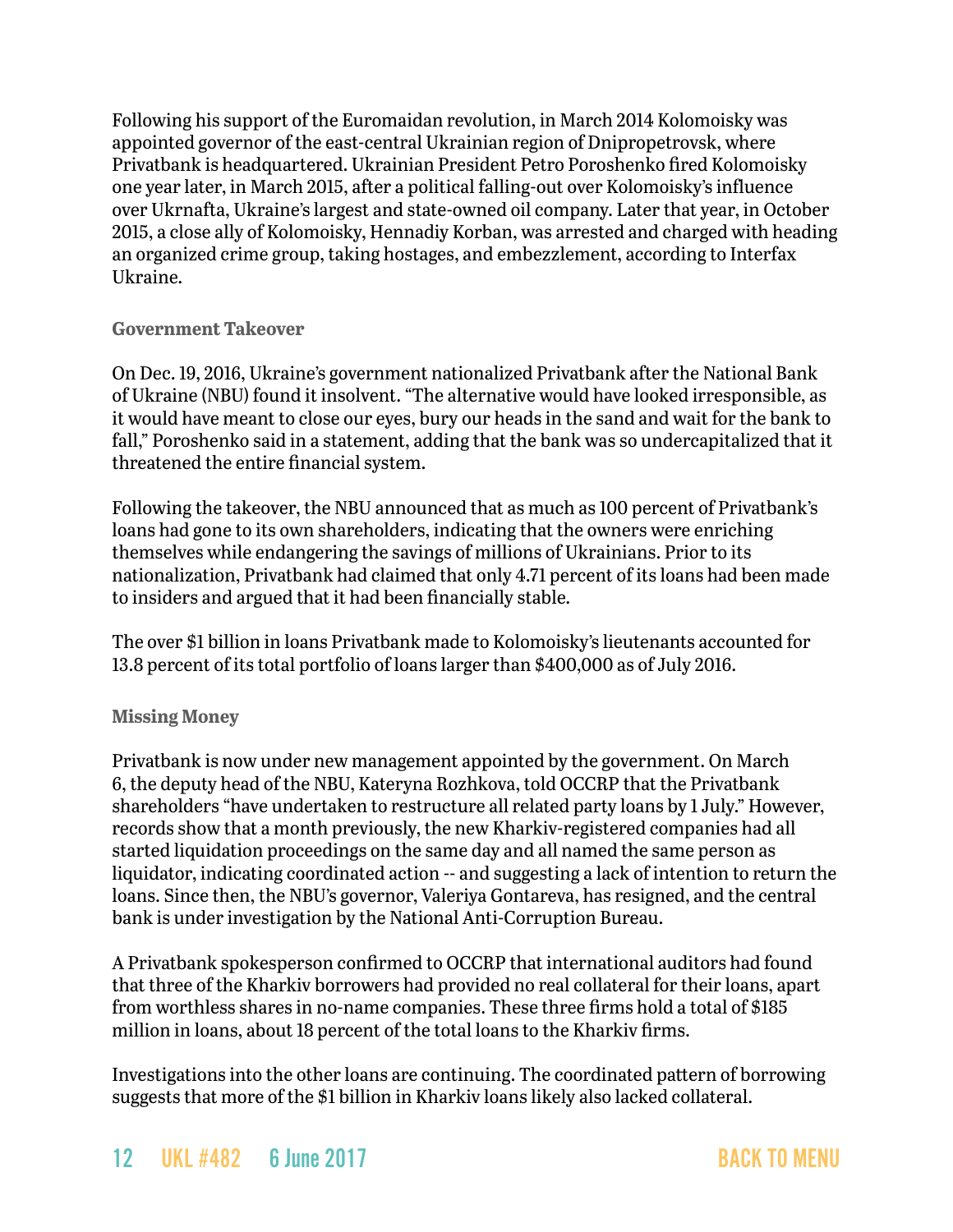Following his support of the Euromaidan revolution, in March 2014 Kolomoisky was appointed governor of the east-central Ukrainian region of Dnipropetrovsk, where Privatbank is headquartered. Ukrainian President Petro Poroshenko fired Kolomoisky one year later, in March 2015, after a political falling-out over Kolomoisky's influence over Ukrnafta, Ukraine's largest and state-owned oil company. Later that year, in October 2015, a close ally of Kolomoisky, Hennadiy Korban, was arrested and charged with heading an organized crime group, taking hostages, and embezzlement, according to Interfax Ukraine.

### Government Takeover

On Dec. 19, 2016, Ukraine's government nationalized Privatbank after the National Bank of Ukraine (NBU) found it insolvent. "The alternative would have looked irresponsible, as it would have meant to close our eyes, bury our heads in the sand and wait for the bank to fall," Poroshenko said in a statement, adding that the bank was so undercapitalized that it threatened the entire financial system.

Following the takeover, the NBU announced that as much as 100 percent of Privatbank's loans had gone to its own shareholders, indicating that the owners were enriching themselves while endangering the savings of millions of Ukrainians. Prior to its nationalization, Privatbank had claimed that only 4.71 percent of its loans had been made to insiders and argued that it had been financially stable.

The over $1 billion in loans Privatbank made to Kolomoisky's lieutenants accounted for 13.8 percent of its total portfolio of loans larger than $400,000 as of July 2016.

### Missing Money

Privatbank is now under new management appointed by the government. On March 6, the deputy head of the NBU, Kateryna Rozhkova, told OCCRP that the Privatbank shareholders "have undertaken to restructure all related party loans by 1 July." However, records show that a month previously, the new Kharkiv-registered companies had all started liquidation proceedings on the same day and all named the same person as liquidator, indicating coordinated action -- and suggesting a lack of intention to return the loans. Since then, the NBU's governor, Valeriya Gontareva, has resigned, and the central bank is under investigation by the National Anti-Corruption Bureau.

A Privatbank spokesperson confirmed to OCCRP that international auditors had found that three of the Kharkiv borrowers had provided no real collateral for their loans, apart from worthless shares in no-name companies. These three firms hold a total of $185 million in loans, about 18 percent of the total loans to the Kharkiv firms.

Investigations into the other loans are continuing. The coordinated pattern of borrowing suggests that more of the $1 billion in Kharkiv loans likely also lacked collateral.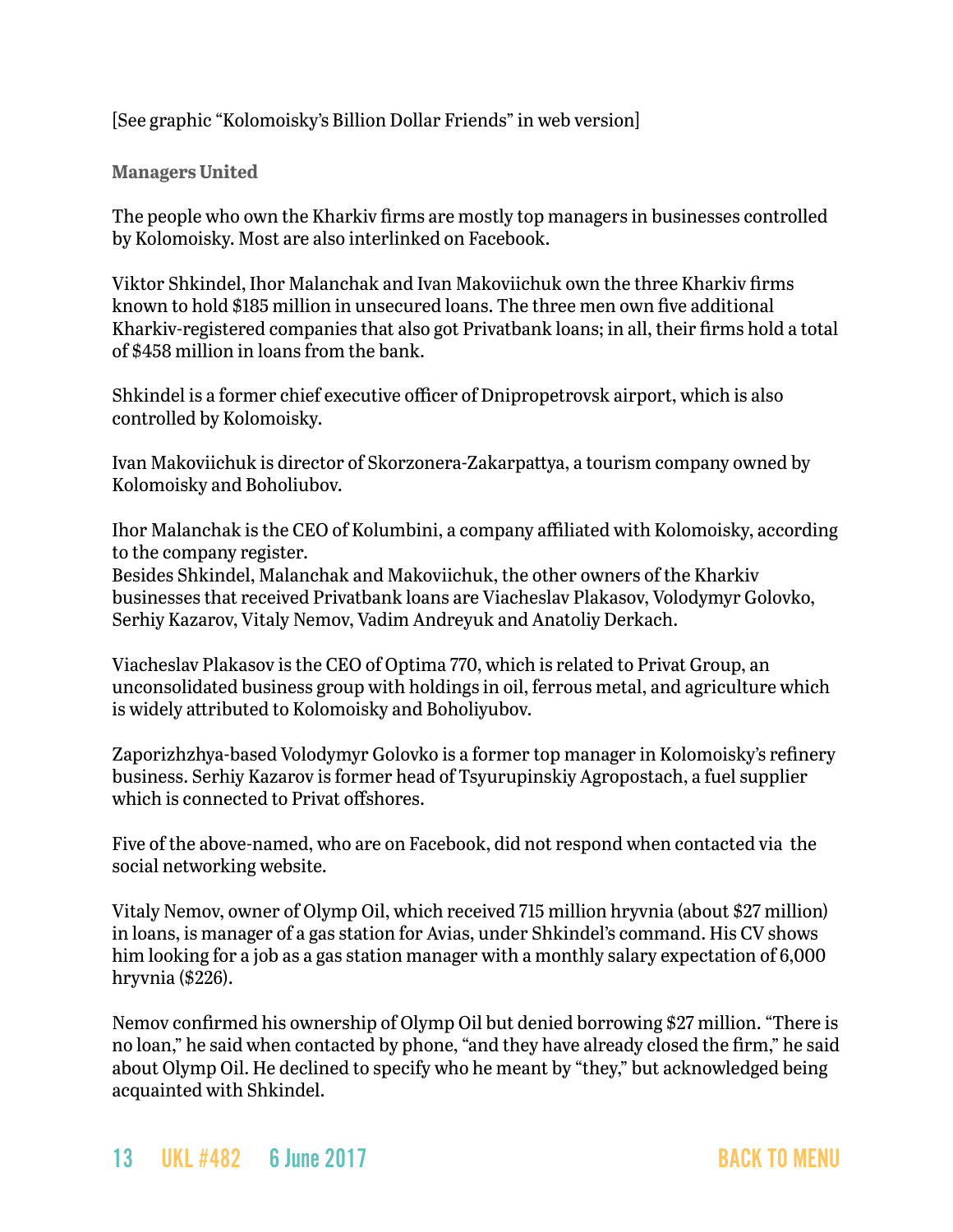[See graphic "Kolomoisky's Billion Dollar Friends" in web version]

### Managers United

The people who own the Kharkiv firms are mostly top managers in businesses controlled by Kolomoisky. Most are also interlinked on Facebook.

Viktor Shkindel, Ihor Malanchak and Ivan Makoviichuk own the three Kharkiv firms known to hold $185 million in unsecured loans. The three men own five additional Kharkiv-registered companies that also got Privatbank loans; in all, their firms hold a total of $458 million in loans from the bank.

Shkindel is a former chief executive officer of Dnipropetrovsk airport, which is also controlled by Kolomoisky.

Ivan Makoviichuk is director of Skorzonera-Zakarpattya, a tourism company owned by Kolomoisky and Boholiubov.

Ihor Malanchak is the CEO of Kolumbini, a company affiliated with Kolomoisky, according to the company register.

Besides Shkindel, Malanchak and Makoviichuk, the other owners of the Kharkiv businesses that received Privatbank loans are Viacheslav Plakasov, Volodymyr Golovko, Serhiy Kazarov, Vitaly Nemov, Vadim Andreyuk and Anatoliy Derkach.

Viacheslav Plakasov is the CEO of Optima 770, which is related to Privat Group, an unconsolidated business group with holdings in oil, ferrous metal, and agriculture which is widely attributed to Kolomoisky and Boholiyubov.

Zaporizhzhya-based Volodymyr Golovko is a former top manager in Kolomoisky's refinery business. Serhiy Kazarov is former head of Tsyurupinskiy Agropostach, a fuel supplier which is connected to Privat offshores.

Five of the above-named, who are on Facebook, did not respond when contacted via the social networking website.

Vitaly Nemov, owner of Olymp Oil, which received 715 million hryvnia (about $27 million) in loans, is manager of a gas station for Avias, under Shkindel's command. His CV shows him looking for a job as a gas station manager with a monthly salary expectation of 6,000 hryvnia ($226).

Nemov confirmed his ownership of Olymp Oil but denied borrowing $27 million. "There is no loan," he said when contacted by phone, "and they have already closed the firm," he said about Olymp Oil. He declined to specify who he meant by "they," but acknowledged being acquainted with Shkindel.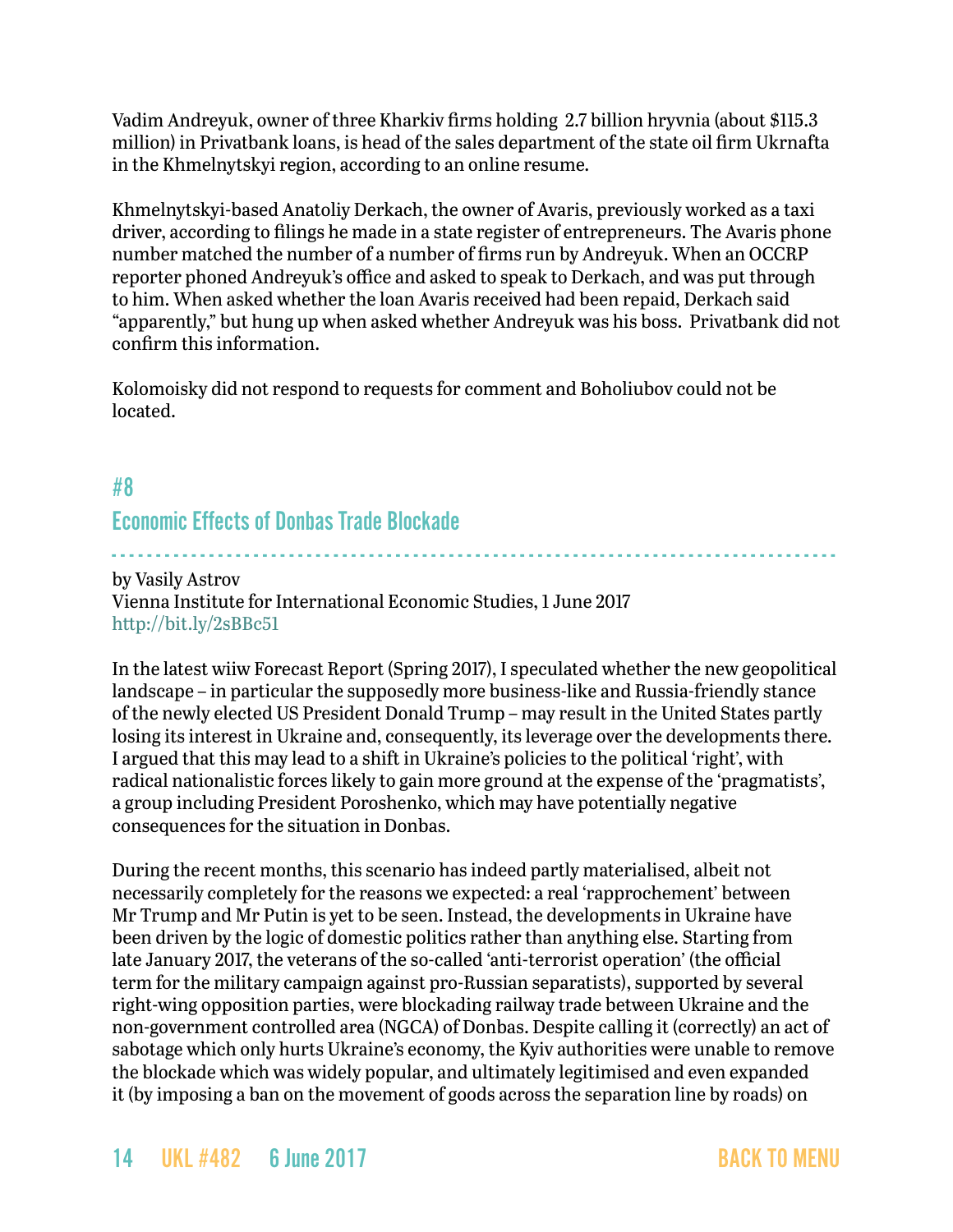Vadim Andreyuk, owner of three Kharkiv firms holding 2.7 billion hryvnia (about $115.3 million) in Privatbank loans, is head of the sales department of the state oil firm Ukrnafta in the Khmelnytskyi region, according to an online resume.

Khmelnytskyi-based Anatoliy Derkach, the owner of Avaris, previously worked as a taxi driver, according to filings he made in a state register of entrepreneurs. The Avaris phone number matched the number of a number of firms run by Andreyuk. When an OCCRP reporter phoned Andreyuk's office and asked to speak to Derkach, and was put through to him. When asked whether the loan Avaris received had been repaid, Derkach said "apparently," but hung up when asked whether Andreyuk was his boss. Privatbank did not confirm this information.

Kolomoisky did not respond to requests for comment and Boholiubov could not be located.

## #8

## Economic Effects of Donbas Trade Blockade

by Vasily Astrov
Vienna Institute for International Economic Studies, 1 June 2017
http://bit.ly/2sBBc51

In the latest wiiw Forecast Report (Spring 2017), I speculated whether the new geopolitical landscape – in particular the supposedly more business-like and Russia-friendly stance of the newly elected US President Donald Trump – may result in the United States partly losing its interest in Ukraine and, consequently, its leverage over the developments there. I argued that this may lead to a shift in Ukraine's policies to the political 'right', with radical nationalistic forces likely to gain more ground at the expense of the 'pragmatists', a group including President Poroshenko, which may have potentially negative consequences for the situation in Donbas.

During the recent months, this scenario has indeed partly materialised, albeit not necessarily completely for the reasons we expected: a real 'rapprochement' between Mr Trump and Mr Putin is yet to be seen. Instead, the developments in Ukraine have been driven by the logic of domestic politics rather than anything else. Starting from late January 2017, the veterans of the so-called 'anti-terrorist operation' (the official term for the military campaign against pro-Russian separatists), supported by several right-wing opposition parties, were blockading railway trade between Ukraine and the non-government controlled area (NGCA) of Donbas. Despite calling it (correctly) an act of sabotage which only hurts Ukraine's economy, the Kyiv authorities were unable to remove the blockade which was widely popular, and ultimately legitimised and even expanded it (by imposing a ban on the movement of goods across the separation line by roads) on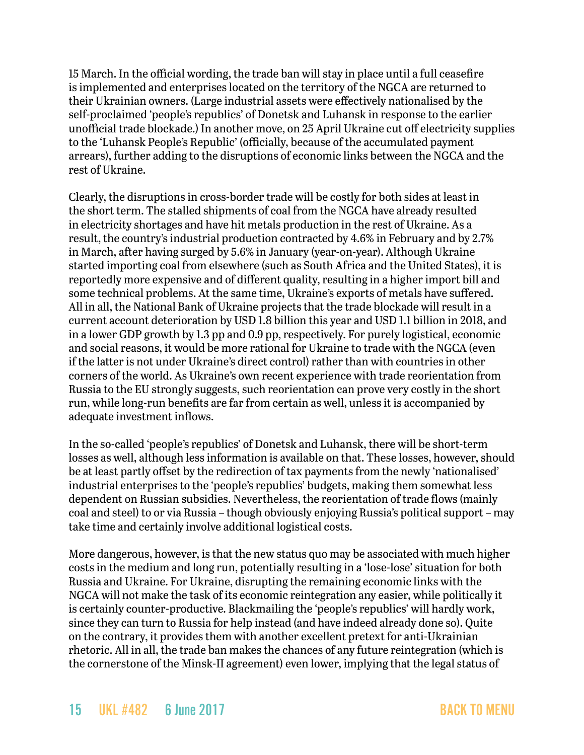15 March. In the official wording, the trade ban will stay in place until a full ceasefire is implemented and enterprises located on the territory of the NGCA are returned to their Ukrainian owners. (Large industrial assets were effectively nationalised by the self-proclaimed 'people's republics' of Donetsk and Luhansk in response to the earlier unofficial trade blockade.) In another move, on 25 April Ukraine cut off electricity supplies to the 'Luhansk People's Republic' (officially, because of the accumulated payment arrears), further adding to the disruptions of economic links between the NGCA and the rest of Ukraine.

Clearly, the disruptions in cross-border trade will be costly for both sides at least in the short term. The stalled shipments of coal from the NGCA have already resulted in electricity shortages and have hit metals production in the rest of Ukraine. As a result, the country's industrial production contracted by 4.6% in February and by 2.7% in March, after having surged by 5.6% in January (year-on-year). Although Ukraine started importing coal from elsewhere (such as South Africa and the United States), it is reportedly more expensive and of different quality, resulting in a higher import bill and some technical problems. At the same time, Ukraine's exports of metals have suffered. All in all, the National Bank of Ukraine projects that the trade blockade will result in a current account deterioration by USD 1.8 billion this year and USD 1.1 billion in 2018, and in a lower GDP growth by 1.3 pp and 0.9 pp, respectively. For purely logistical, economic and social reasons, it would be more rational for Ukraine to trade with the NGCA (even if the latter is not under Ukraine's direct control) rather than with countries in other corners of the world. As Ukraine's own recent experience with trade reorientation from Russia to the EU strongly suggests, such reorientation can prove very costly in the short run, while long-run benefits are far from certain as well, unless it is accompanied by adequate investment inflows.

In the so-called 'people's republics' of Donetsk and Luhansk, there will be short-term losses as well, although less information is available on that. These losses, however, should be at least partly offset by the redirection of tax payments from the newly 'nationalised' industrial enterprises to the 'people's republics' budgets, making them somewhat less dependent on Russian subsidies. Nevertheless, the reorientation of trade flows (mainly coal and steel) to or via Russia – though obviously enjoying Russia's political support – may take time and certainly involve additional logistical costs.

More dangerous, however, is that the new status quo may be associated with much higher costs in the medium and long run, potentially resulting in a 'lose-lose' situation for both Russia and Ukraine. For Ukraine, disrupting the remaining economic links with the NGCA will not make the task of its economic reintegration any easier, while politically it is certainly counter-productive. Blackmailing the 'people's republics' will hardly work, since they can turn to Russia for help instead (and have indeed already done so). Quite on the contrary, it provides them with another excellent pretext for anti-Ukrainian rhetoric. All in all, the trade ban makes the chances of any future reintegration (which is the cornerstone of the Minsk-II agreement) even lower, implying that the legal status of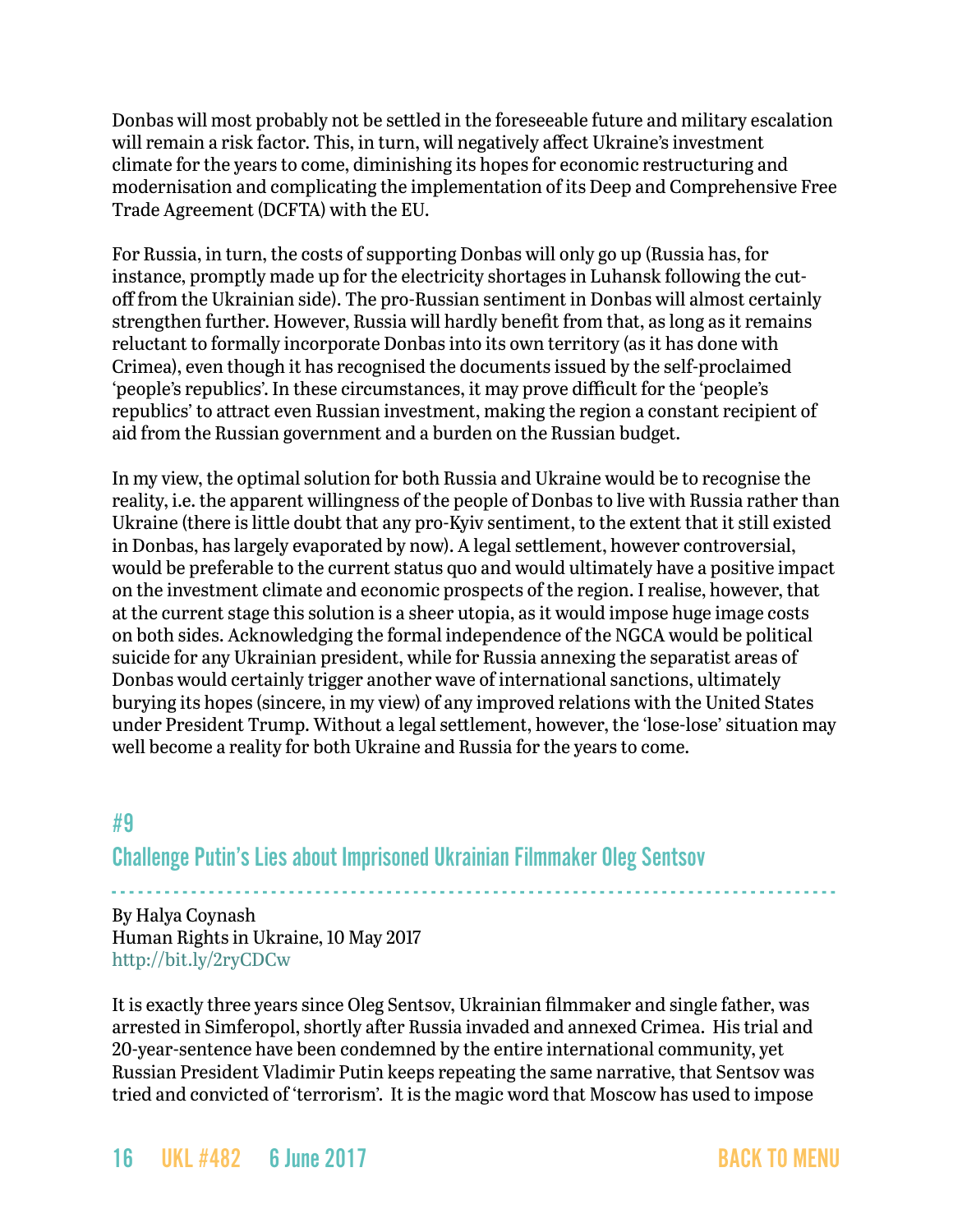Donbas will most probably not be settled in the foreseeable future and military escalation will remain a risk factor. This, in turn, will negatively affect Ukraine's investment climate for the years to come, diminishing its hopes for economic restructuring and modernisation and complicating the implementation of its Deep and Comprehensive Free Trade Agreement (DCFTA) with the EU.

For Russia, in turn, the costs of supporting Donbas will only go up (Russia has, for instance, promptly made up for the electricity shortages in Luhansk following the cut-off from the Ukrainian side). The pro-Russian sentiment in Donbas will almost certainly strengthen further. However, Russia will hardly benefit from that, as long as it remains reluctant to formally incorporate Donbas into its own territory (as it has done with Crimea), even though it has recognised the documents issued by the self-proclaimed 'people's republics'. In these circumstances, it may prove difficult for the 'people's republics' to attract even Russian investment, making the region a constant recipient of aid from the Russian government and a burden on the Russian budget.

In my view, the optimal solution for both Russia and Ukraine would be to recognise the reality, i.e. the apparent willingness of the people of Donbas to live with Russia rather than Ukraine (there is little doubt that any pro-Kyiv sentiment, to the extent that it still existed in Donbas, has largely evaporated by now). A legal settlement, however controversial, would be preferable to the current status quo and would ultimately have a positive impact on the investment climate and economic prospects of the region. I realise, however, that at the current stage this solution is a sheer utopia, as it would impose huge image costs on both sides. Acknowledging the formal independence of the NGCA would be political suicide for any Ukrainian president, while for Russia annexing the separatist areas of Donbas would certainly trigger another wave of international sanctions, ultimately burying its hopes (sincere, in my view) of any improved relations with the United States under President Trump. Without a legal settlement, however, the 'lose-lose' situation may well become a reality for both Ukraine and Russia for the years to come.

## #9

## Challenge Putin's Lies about Imprisoned Ukrainian Filmmaker Oleg Sentsov

By Halya Coynash
Human Rights in Ukraine, 10 May 2017
http://bit.ly/2ryCDCw

It is exactly three years since Oleg Sentsov, Ukrainian filmmaker and single father, was arrested in Simferopol, shortly after Russia invaded and annexed Crimea. His trial and 20-year-sentence have been condemned by the entire international community, yet Russian President Vladimir Putin keeps repeating the same narrative, that Sentsov was tried and convicted of 'terrorism'. It is the magic word that Moscow has used to impose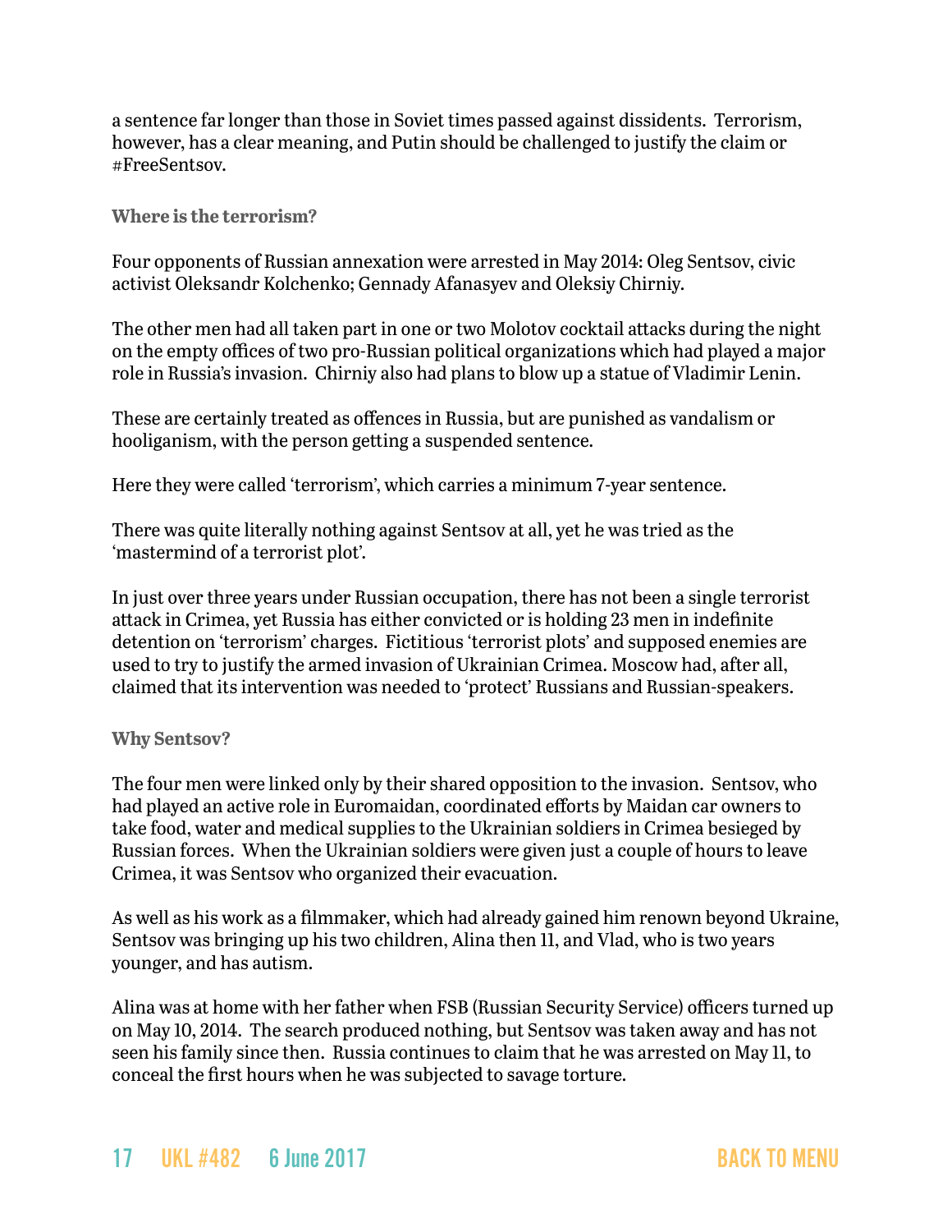a sentence far longer than those in Soviet times passed against dissidents.  Terrorism, however, has a clear meaning, and Putin should be challenged to justify the claim or #FreeSentsov.

### Where is the terrorism?

Four opponents of Russian annexation were arrested in May 2014: Oleg Sentsov, civic activist Oleksandr Kolchenko; Gennady Afanasyev and Oleksiy Chirniy.

The other men had all taken part in one or two Molotov cocktail attacks during the night on the empty offices of two pro-Russian political organizations which had played a major role in Russia's invasion.  Chirniy also had plans to blow up a statue of Vladimir Lenin.

These are certainly treated as offences in Russia, but are punished as vandalism or hooliganism, with the person getting a suspended sentence.

Here they were called 'terrorism', which carries a minimum 7-year sentence.

There was quite literally nothing against Sentsov at all, yet he was tried as the 'mastermind of a terrorist plot'.

In just over three years under Russian occupation, there has not been a single terrorist attack in Crimea, yet Russia has either convicted or is holding 23 men in indefinite detention on 'terrorism' charges.  Fictitious 'terrorist plots' and supposed enemies are used to try to justify the armed invasion of Ukrainian Crimea. Moscow had, after all, claimed that its intervention was needed to 'protect' Russians and Russian-speakers.

### Why Sentsov?

The four men were linked only by their shared opposition to the invasion.  Sentsov, who had played an active role in Euromaidan, coordinated efforts by Maidan car owners to take food, water and medical supplies to the Ukrainian soldiers in Crimea besieged by Russian forces.  When the Ukrainian soldiers were given just a couple of hours to leave Crimea, it was Sentsov who organized their evacuation.

As well as his work as a filmmaker, which had already gained him renown beyond Ukraine, Sentsov was bringing up his two children, Alina then 11, and Vlad, who is two years younger, and has autism.

Alina was at home with her father when FSB (Russian Security Service) officers turned up on May 10, 2014.  The search produced nothing, but Sentsov was taken away and has not seen his family since then.  Russia continues to claim that he was arrested on May 11, to conceal the first hours when he was subjected to savage torture.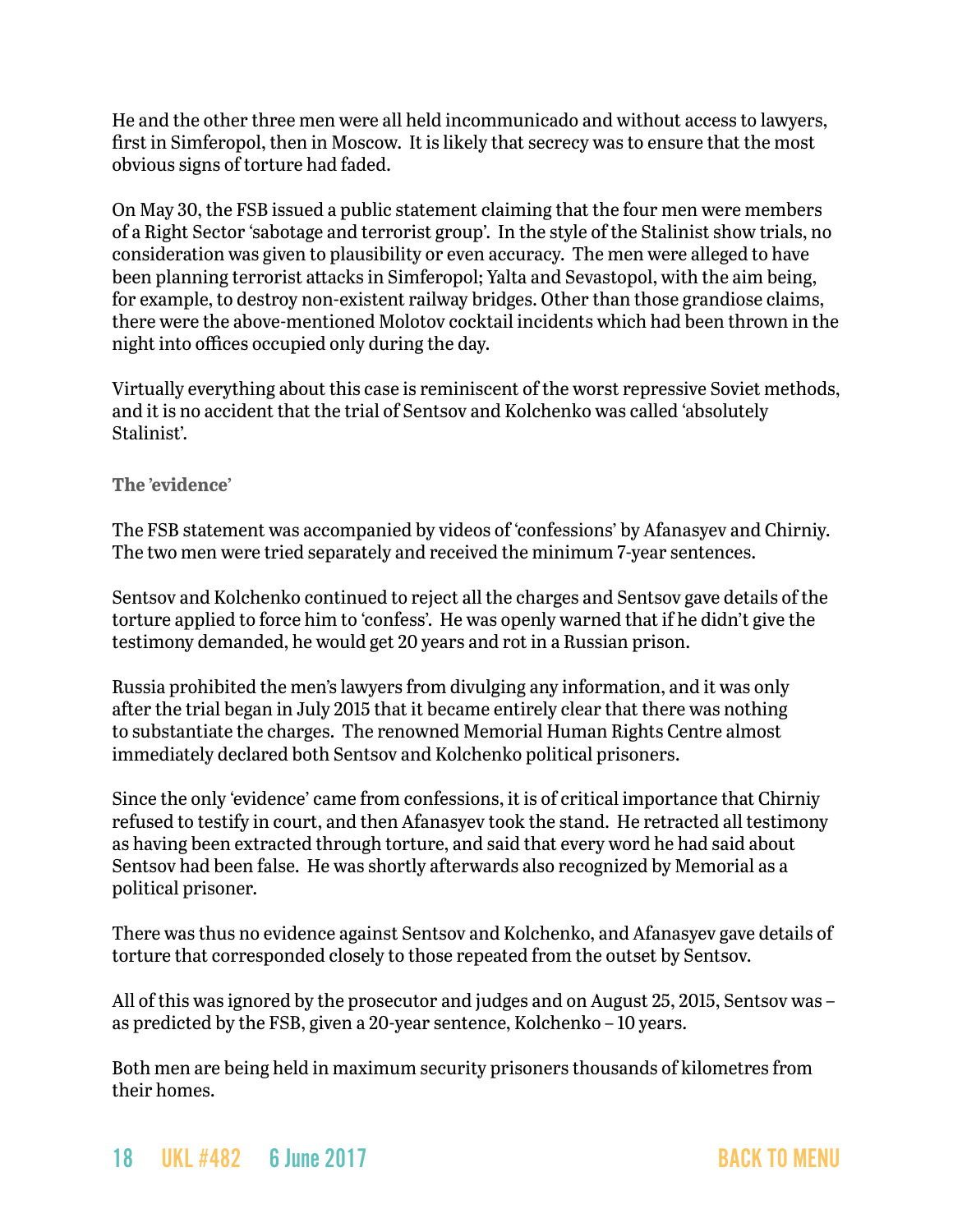He and the other three men were all held incommunicado and without access to lawyers, first in Simferopol, then in Moscow. It is likely that secrecy was to ensure that the most obvious signs of torture had faded.

On May 30, the FSB issued a public statement claiming that the four men were members of a Right Sector 'sabotage and terrorist group'. In the style of the Stalinist show trials, no consideration was given to plausibility or even accuracy. The men were alleged to have been planning terrorist attacks in Simferopol; Yalta and Sevastopol, with the aim being, for example, to destroy non-existent railway bridges. Other than those grandiose claims, there were the above-mentioned Molotov cocktail incidents which had been thrown in the night into offices occupied only during the day.

Virtually everything about this case is reminiscent of the worst repressive Soviet methods, and it is no accident that the trial of Sentsov and Kolchenko was called 'absolutely Stalinist'.

### The 'evidence'

The FSB statement was accompanied by videos of 'confessions' by Afanasyev and Chirniy. The two men were tried separately and received the minimum 7-year sentences.

Sentsov and Kolchenko continued to reject all the charges and Sentsov gave details of the torture applied to force him to 'confess'. He was openly warned that if he didn't give the testimony demanded, he would get 20 years and rot in a Russian prison.

Russia prohibited the men's lawyers from divulging any information, and it was only after the trial began in July 2015 that it became entirely clear that there was nothing to substantiate the charges. The renowned Memorial Human Rights Centre almost immediately declared both Sentsov and Kolchenko political prisoners.

Since the only 'evidence' came from confessions, it is of critical importance that Chirniy refused to testify in court, and then Afanasyev took the stand. He retracted all testimony as having been extracted through torture, and said that every word he had said about Sentsov had been false. He was shortly afterwards also recognized by Memorial as a political prisoner.

There was thus no evidence against Sentsov and Kolchenko, and Afanasyev gave details of torture that corresponded closely to those repeated from the outset by Sentsov.

All of this was ignored by the prosecutor and judges and on August 25, 2015, Sentsov was – as predicted by the FSB, given a 20-year sentence, Kolchenko – 10 years.

Both men are being held in maximum security prisoners thousands of kilometres from their homes.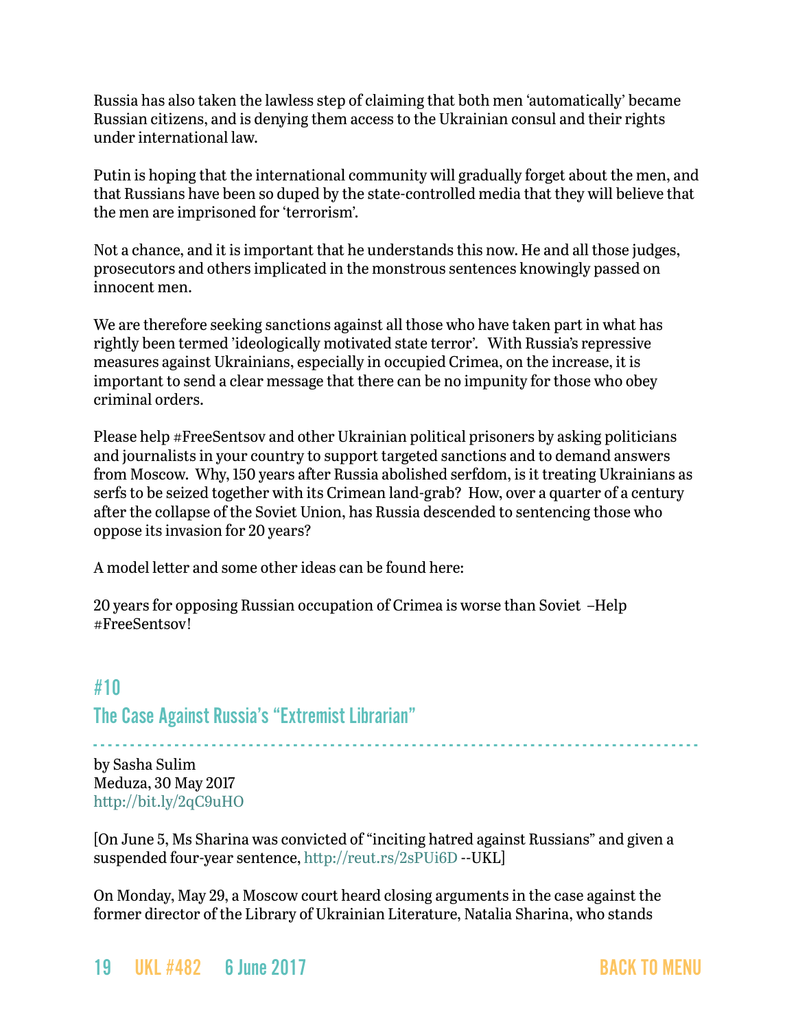Russia has also taken the lawless step of claiming that both men 'automatically' became Russian citizens, and is denying them access to the Ukrainian consul and their rights under international law.

Putin is hoping that the international community will gradually forget about the men, and that Russians have been so duped by the state-controlled media that they will believe that the men are imprisoned for 'terrorism'.

Not a chance, and it is important that he understands this now. He and all those judges, prosecutors and others implicated in the monstrous sentences knowingly passed on innocent men.

We are therefore seeking sanctions against all those who have taken part in what has rightly been termed 'ideologically motivated state terror'. With Russia's repressive measures against Ukrainians, especially in occupied Crimea, on the increase, it is important to send a clear message that there can be no impunity for those who obey criminal orders.

Please help #FreeSentsov and other Ukrainian political prisoners by asking politicians and journalists in your country to support targeted sanctions and to demand answers from Moscow. Why, 150 years after Russia abolished serfdom, is it treating Ukrainians as serfs to be seized together with its Crimean land-grab? How, over a quarter of a century after the collapse of the Soviet Union, has Russia descended to sentencing those who oppose its invasion for 20 years?

A model letter and some other ideas can be found here:

20 years for opposing Russian occupation of Crimea is worse than Soviet –Help #FreeSentsov!

## #10
## The Case Against Russia's "Extremist Librarian"

by Sasha Sulim
Meduza, 30 May 2017
http://bit.ly/2qC9uHO

[On June 5, Ms Sharina was convicted of "inciting hatred against Russians" and given a suspended four-year sentence, http://reut.rs/2sPUi6D --UKL]

On Monday, May 29, a Moscow court heard closing arguments in the case against the former director of the Library of Ukrainian Literature, Natalia Sharina, who stands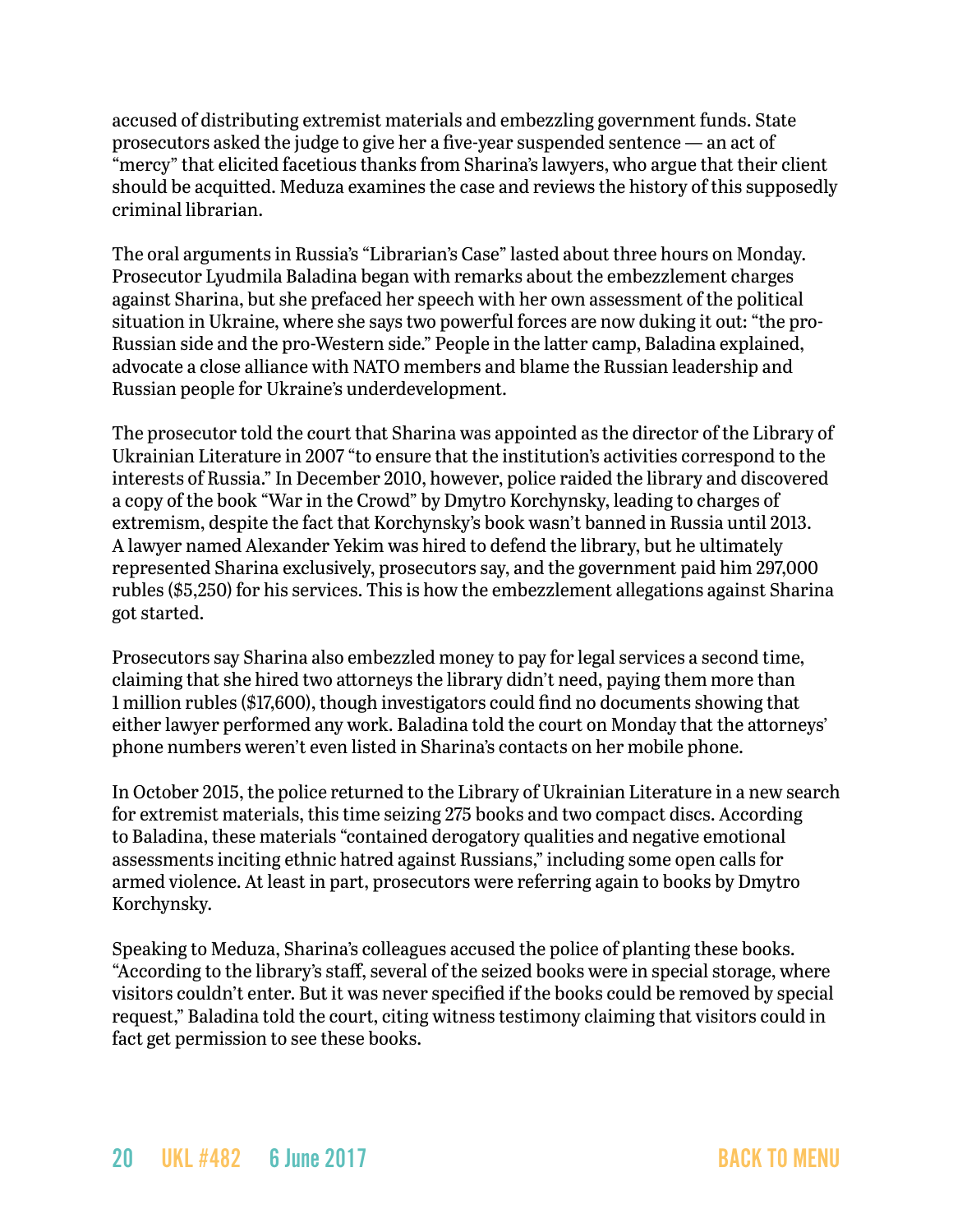accused of distributing extremist materials and embezzling government funds. State prosecutors asked the judge to give her a five-year suspended sentence — an act of "mercy" that elicited facetious thanks from Sharina's lawyers, who argue that their client should be acquitted. Meduza examines the case and reviews the history of this supposedly criminal librarian.

The oral arguments in Russia's "Librarian's Case" lasted about three hours on Monday. Prosecutor Lyudmila Baladina began with remarks about the embezzlement charges against Sharina, but she prefaced her speech with her own assessment of the political situation in Ukraine, where she says two powerful forces are now duking it out: "the pro-Russian side and the pro-Western side." People in the latter camp, Baladina explained, advocate a close alliance with NATO members and blame the Russian leadership and Russian people for Ukraine's underdevelopment.

The prosecutor told the court that Sharina was appointed as the director of the Library of Ukrainian Literature in 2007 "to ensure that the institution's activities correspond to the interests of Russia." In December 2010, however, police raided the library and discovered a copy of the book "War in the Crowd" by Dmytro Korchynsky, leading to charges of extremism, despite the fact that Korchynsky's book wasn't banned in Russia until 2013. A lawyer named Alexander Yekim was hired to defend the library, but he ultimately represented Sharina exclusively, prosecutors say, and the government paid him 297,000 rubles ($5,250) for his services. This is how the embezzlement allegations against Sharina got started.

Prosecutors say Sharina also embezzled money to pay for legal services a second time, claiming that she hired two attorneys the library didn't need, paying them more than 1 million rubles ($17,600), though investigators could find no documents showing that either lawyer performed any work. Baladina told the court on Monday that the attorneys' phone numbers weren't even listed in Sharina's contacts on her mobile phone.

In October 2015, the police returned to the Library of Ukrainian Literature in a new search for extremist materials, this time seizing 275 books and two compact discs. According to Baladina, these materials "contained derogatory qualities and negative emotional assessments inciting ethnic hatred against Russians," including some open calls for armed violence. At least in part, prosecutors were referring again to books by Dmytro Korchynsky.

Speaking to Meduza, Sharina's colleagues accused the police of planting these books. "According to the library's staff, several of the seized books were in special storage, where visitors couldn't enter. But it was never specified if the books could be removed by special request," Baladina told the court, citing witness testimony claiming that visitors could in fact get permission to see these books.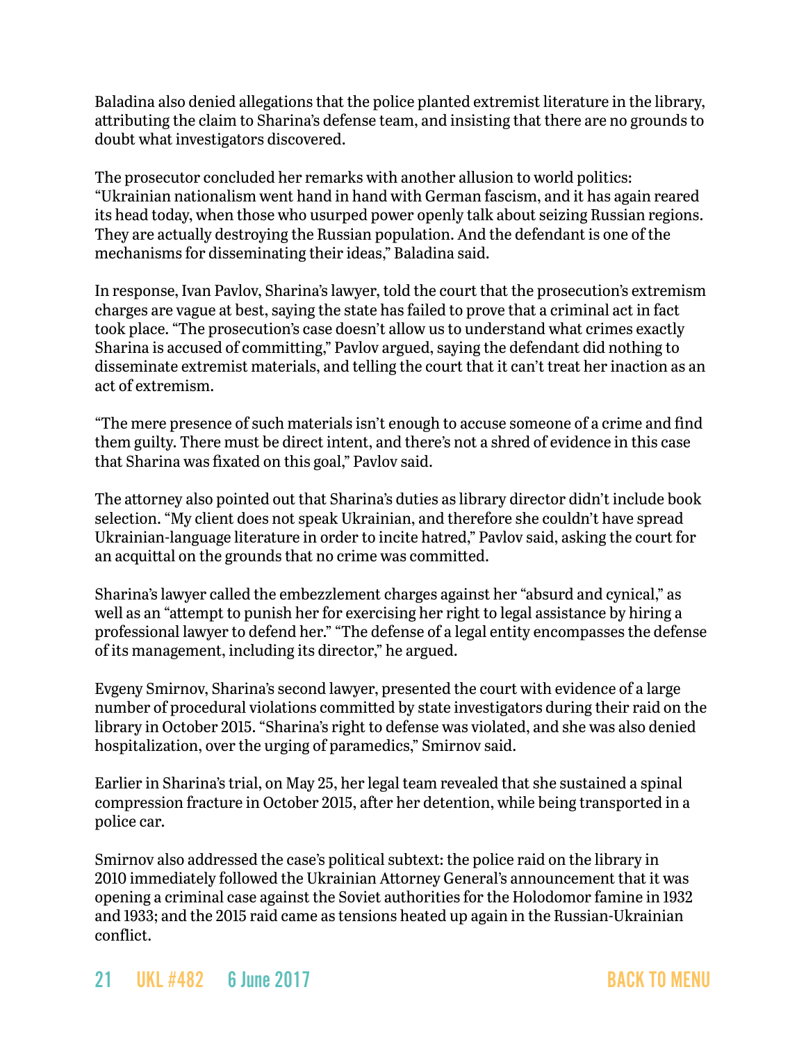Baladina also denied allegations that the police planted extremist literature in the library, attributing the claim to Sharina's defense team, and insisting that there are no grounds to doubt what investigators discovered.

The prosecutor concluded her remarks with another allusion to world politics: "Ukrainian nationalism went hand in hand with German fascism, and it has again reared its head today, when those who usurped power openly talk about seizing Russian regions. They are actually destroying the Russian population. And the defendant is one of the mechanisms for disseminating their ideas," Baladina said.

In response, Ivan Pavlov, Sharina's lawyer, told the court that the prosecution's extremism charges are vague at best, saying the state has failed to prove that a criminal act in fact took place. "The prosecution's case doesn't allow us to understand what crimes exactly Sharina is accused of committing," Pavlov argued, saying the defendant did nothing to disseminate extremist materials, and telling the court that it can't treat her inaction as an act of extremism.

"The mere presence of such materials isn't enough to accuse someone of a crime and find them guilty. There must be direct intent, and there's not a shred of evidence in this case that Sharina was fixated on this goal," Pavlov said.

The attorney also pointed out that Sharina's duties as library director didn't include book selection. "My client does not speak Ukrainian, and therefore she couldn't have spread Ukrainian-language literature in order to incite hatred," Pavlov said, asking the court for an acquittal on the grounds that no crime was committed.

Sharina's lawyer called the embezzlement charges against her "absurd and cynical," as well as an "attempt to punish her for exercising her right to legal assistance by hiring a professional lawyer to defend her." "The defense of a legal entity encompasses the defense of its management, including its director," he argued.

Evgeny Smirnov, Sharina's second lawyer, presented the court with evidence of a large number of procedural violations committed by state investigators during their raid on the library in October 2015. "Sharina's right to defense was violated, and she was also denied hospitalization, over the urging of paramedics," Smirnov said.

Earlier in Sharina's trial, on May 25, her legal team revealed that she sustained a spinal compression fracture in October 2015, after her detention, while being transported in a police car.

Smirnov also addressed the case's political subtext: the police raid on the library in 2010 immediately followed the Ukrainian Attorney General's announcement that it was opening a criminal case against the Soviet authorities for the Holodomor famine in 1932 and 1933; and the 2015 raid came as tensions heated up again in the Russian-Ukrainian conflict.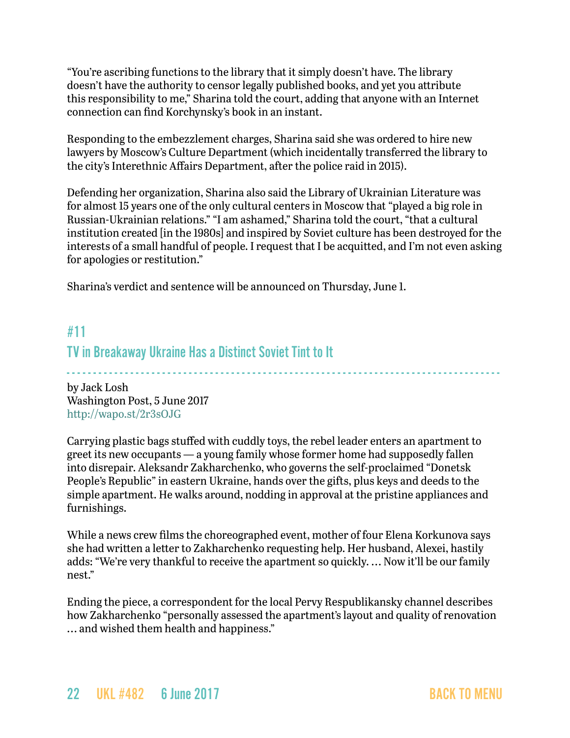"You're ascribing functions to the library that it simply doesn't have. The library doesn't have the authority to censor legally published books, and yet you attribute this responsibility to me," Sharina told the court, adding that anyone with an Internet connection can find Korchynsky's book in an instant.

Responding to the embezzlement charges, Sharina said she was ordered to hire new lawyers by Moscow's Culture Department (which incidentally transferred the library to the city's Interethnic Affairs Department, after the police raid in 2015).

Defending her organization, Sharina also said the Library of Ukrainian Literature was for almost 15 years one of the only cultural centers in Moscow that "played a big role in Russian-Ukrainian relations." "I am ashamed," Sharina told the court, "that a cultural institution created [in the 1980s] and inspired by Soviet culture has been destroyed for the interests of a small handful of people. I request that I be acquitted, and I'm not even asking for apologies or restitution."

Sharina's verdict and sentence will be announced on Thursday, June 1.

## #11

## TV in Breakaway Ukraine Has a Distinct Soviet Tint to It

by Jack Losh
Washington Post, 5 June 2017
http://wapo.st/2r3sOJG

Carrying plastic bags stuffed with cuddly toys, the rebel leader enters an apartment to greet its new occupants — a young family whose former home had supposedly fallen into disrepair. Aleksandr Zakharchenko, who governs the self-proclaimed "Donetsk People's Republic" in eastern Ukraine, hands over the gifts, plus keys and deeds to the simple apartment. He walks around, nodding in approval at the pristine appliances and furnishings.

While a news crew films the choreographed event, mother of four Elena Korkunova says she had written a letter to Zakharchenko requesting help. Her husband, Alexei, hastily adds: "We're very thankful to receive the apartment so quickly. … Now it'll be our family nest."

Ending the piece, a correspondent for the local Pervy Respublikansky channel describes how Zakharchenko "personally assessed the apartment's layout and quality of renovation … and wished them health and happiness."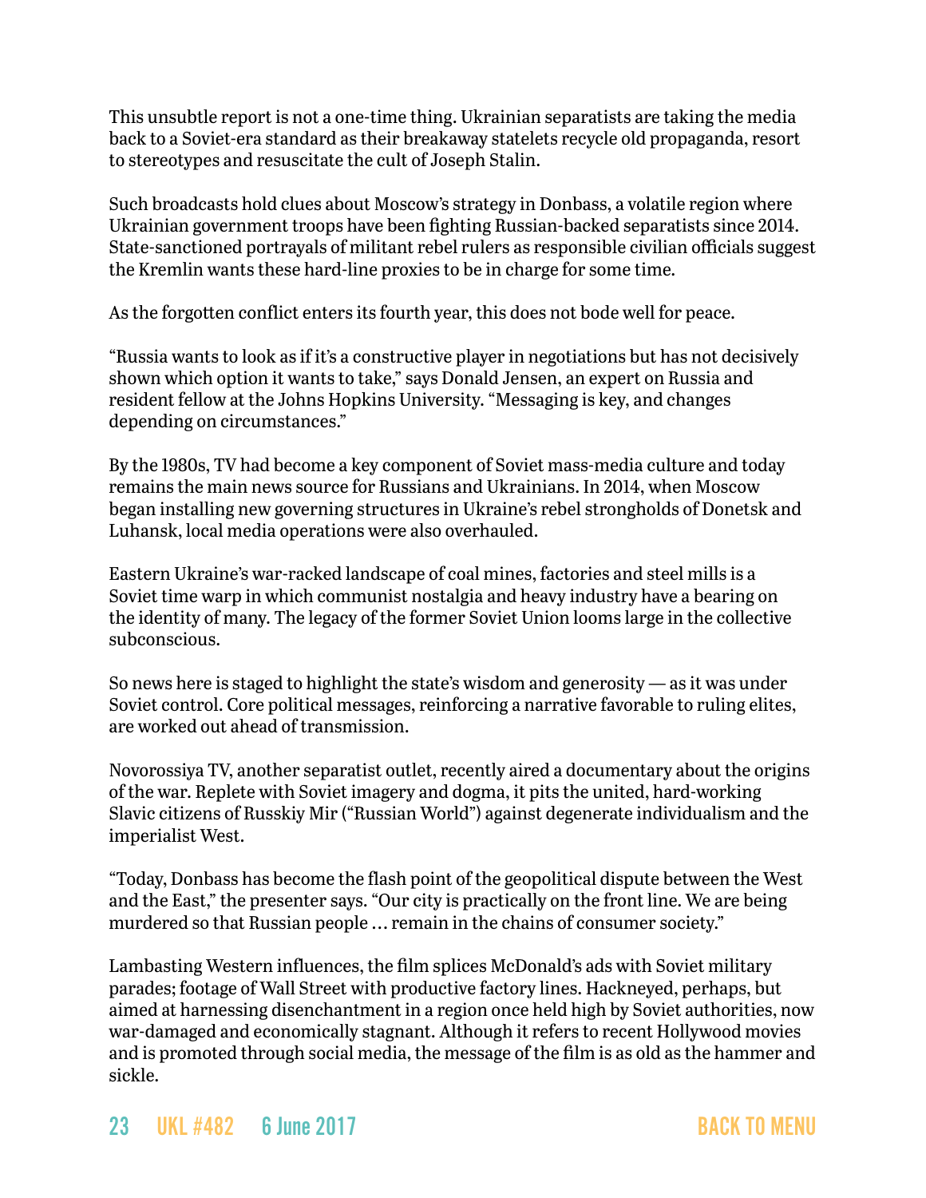This unsubtle report is not a one-time thing. Ukrainian separatists are taking the media back to a Soviet-era standard as their breakaway statelets recycle old propaganda, resort to stereotypes and resuscitate the cult of Joseph Stalin.

Such broadcasts hold clues about Moscow's strategy in Donbass, a volatile region where Ukrainian government troops have been fighting Russian-backed separatists since 2014. State-sanctioned portrayals of militant rebel rulers as responsible civilian officials suggest the Kremlin wants these hard-line proxies to be in charge for some time.

As the forgotten conflict enters its fourth year, this does not bode well for peace.

"Russia wants to look as if it's a constructive player in negotiations but has not decisively shown which option it wants to take," says Donald Jensen, an expert on Russia and resident fellow at the Johns Hopkins University. "Messaging is key, and changes depending on circumstances."

By the 1980s, TV had become a key component of Soviet mass-media culture and today remains the main news source for Russians and Ukrainians. In 2014, when Moscow began installing new governing structures in Ukraine's rebel strongholds of Donetsk and Luhansk, local media operations were also overhauled.

Eastern Ukraine's war-racked landscape of coal mines, factories and steel mills is a Soviet time warp in which communist nostalgia and heavy industry have a bearing on the identity of many. The legacy of the former Soviet Union looms large in the collective subconscious.

So news here is staged to highlight the state's wisdom and generosity — as it was under Soviet control. Core political messages, reinforcing a narrative favorable to ruling elites, are worked out ahead of transmission.

Novorossiya TV, another separatist outlet, recently aired a documentary about the origins of the war. Replete with Soviet imagery and dogma, it pits the united, hard-working Slavic citizens of Russkiy Mir ("Russian World") against degenerate individualism and the imperialist West.

"Today, Donbass has become the flash point of the geopolitical dispute between the West and the East," the presenter says. "Our city is practically on the front line. We are being murdered so that Russian people … remain in the chains of consumer society."

Lambasting Western influences, the film splices McDonald's ads with Soviet military parades; footage of Wall Street with productive factory lines. Hackneyed, perhaps, but aimed at harnessing disenchantment in a region once held high by Soviet authorities, now war-damaged and economically stagnant. Although it refers to recent Hollywood movies and is promoted through social media, the message of the film is as old as the hammer and sickle.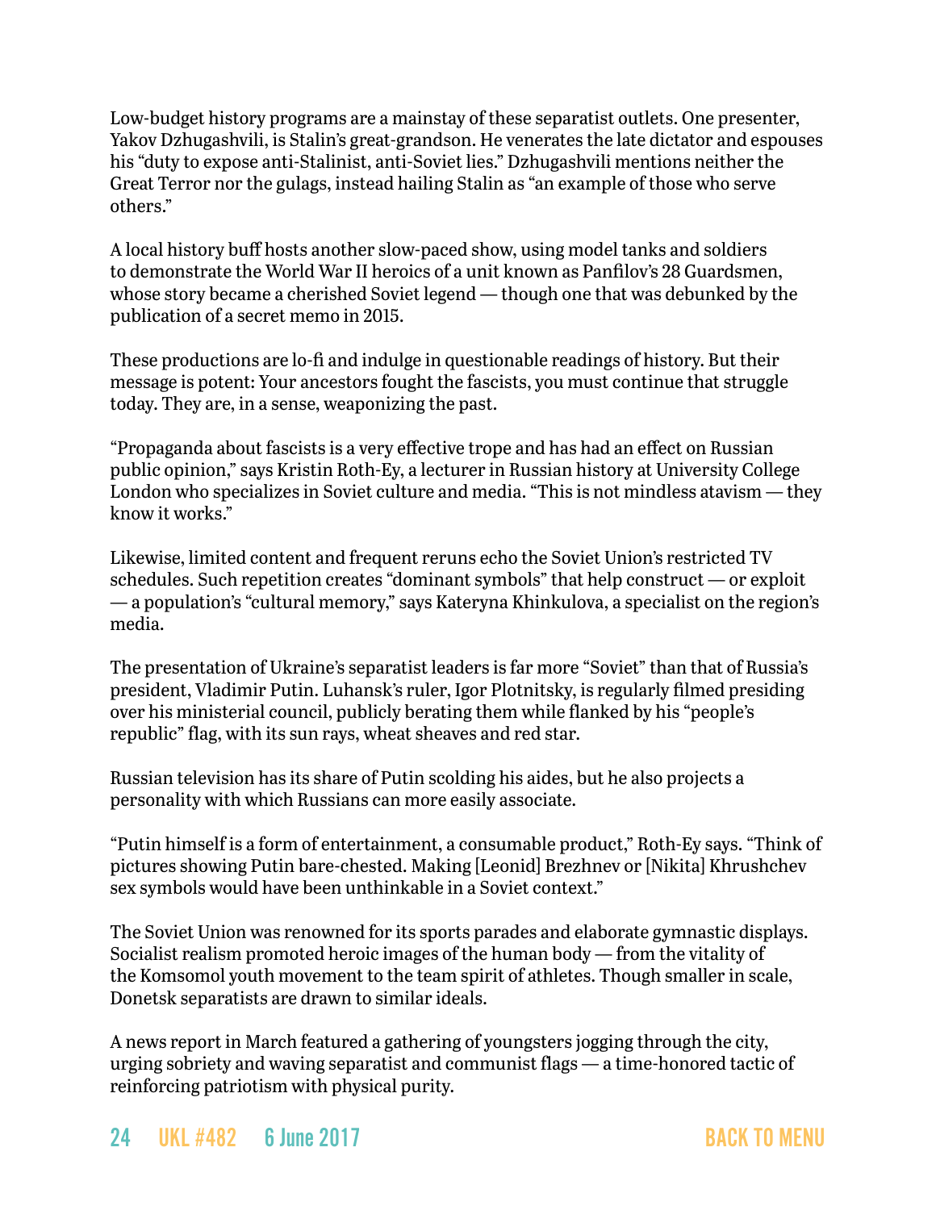Low-budget history programs are a mainstay of these separatist outlets. One presenter, Yakov Dzhugashvili, is Stalin's great-grandson. He venerates the late dictator and espouses his "duty to expose anti-Stalinist, anti-Soviet lies." Dzhugashvili mentions neither the Great Terror nor the gulags, instead hailing Stalin as "an example of those who serve others."

A local history buff hosts another slow-paced show, using model tanks and soldiers to demonstrate the World War II heroics of a unit known as Panfilov's 28 Guardsmen, whose story became a cherished Soviet legend — though one that was debunked by the publication of a secret memo in 2015.

These productions are lo-fi and indulge in questionable readings of history. But their message is potent: Your ancestors fought the fascists, you must continue that struggle today. They are, in a sense, weaponizing the past.

"Propaganda about fascists is a very effective trope and has had an effect on Russian public opinion," says Kristin Roth-Ey, a lecturer in Russian history at University College London who specializes in Soviet culture and media. "This is not mindless atavism — they know it works."

Likewise, limited content and frequent reruns echo the Soviet Union's restricted TV schedules. Such repetition creates "dominant symbols" that help construct — or exploit — a population's "cultural memory," says Kateryna Khinkulova, a specialist on the region's media.

The presentation of Ukraine's separatist leaders is far more "Soviet" than that of Russia's president, Vladimir Putin. Luhansk's ruler, Igor Plotnitsky, is regularly filmed presiding over his ministerial council, publicly berating them while flanked by his "people's republic" flag, with its sun rays, wheat sheaves and red star.

Russian television has its share of Putin scolding his aides, but he also projects a personality with which Russians can more easily associate.

"Putin himself is a form of entertainment, a consumable product," Roth-Ey says. "Think of pictures showing Putin bare-chested. Making [Leonid] Brezhnev or [Nikita] Khrushchev sex symbols would have been unthinkable in a Soviet context."

The Soviet Union was renowned for its sports parades and elaborate gymnastic displays. Socialist realism promoted heroic images of the human body — from the vitality of the Komsomol youth movement to the team spirit of athletes. Though smaller in scale, Donetsk separatists are drawn to similar ideals.

A news report in March featured a gathering of youngsters jogging through the city, urging sobriety and waving separatist and communist flags — a time-honored tactic of reinforcing patriotism with physical purity.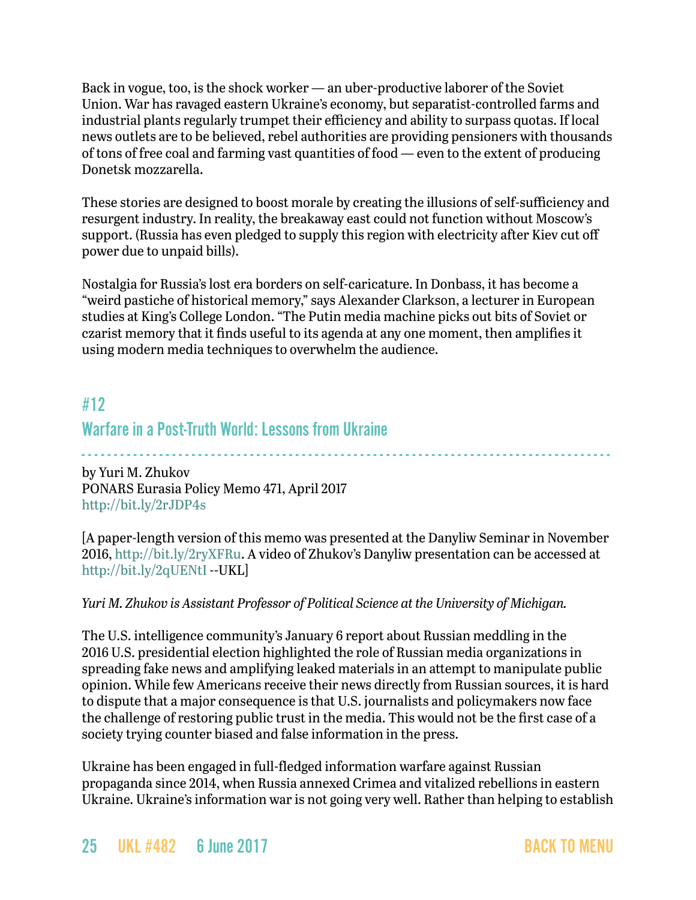Back in vogue, too, is the shock worker — an uber-productive laborer of the Soviet Union. War has ravaged eastern Ukraine's economy, but separatist-controlled farms and industrial plants regularly trumpet their efficiency and ability to surpass quotas. If local news outlets are to be believed, rebel authorities are providing pensioners with thousands of tons of free coal and farming vast quantities of food — even to the extent of producing Donetsk mozzarella.

These stories are designed to boost morale by creating the illusions of self-sufficiency and resurgent industry. In reality, the breakaway east could not function without Moscow's support. (Russia has even pledged to supply this region with electricity after Kiev cut off power due to unpaid bills).

Nostalgia for Russia's lost era borders on self-caricature. In Donbass, it has become a "weird pastiche of historical memory," says Alexander Clarkson, a lecturer in European studies at King's College London. "The Putin media machine picks out bits of Soviet or czarist memory that it finds useful to its agenda at any one moment, then amplifies it using modern media techniques to overwhelm the audience.

## #12

## Warfare in a Post-Truth World: Lessons from Ukraine

by Yuri M. Zhukov
PONARS Eurasia Policy Memo 471, April 2017
http://bit.ly/2rJDP4s

[A paper-length version of this memo was presented at the Danyliw Seminar in November 2016, http://bit.ly/2ryXFRu. A video of Zhukov's Danyliw presentation can be accessed at http://bit.ly/2qUENtI --UKL]

*Yuri M. Zhukov is Assistant Professor of Political Science at the University of Michigan.*

The U.S. intelligence community's January 6 report about Russian meddling in the 2016 U.S. presidential election highlighted the role of Russian media organizations in spreading fake news and amplifying leaked materials in an attempt to manipulate public opinion. While few Americans receive their news directly from Russian sources, it is hard to dispute that a major consequence is that U.S. journalists and policymakers now face the challenge of restoring public trust in the media. This would not be the first case of a society trying counter biased and false information in the press.

Ukraine has been engaged in full-fledged information warfare against Russian propaganda since 2014, when Russia annexed Crimea and vitalized rebellions in eastern Ukraine. Ukraine's information war is not going very well. Rather than helping to establish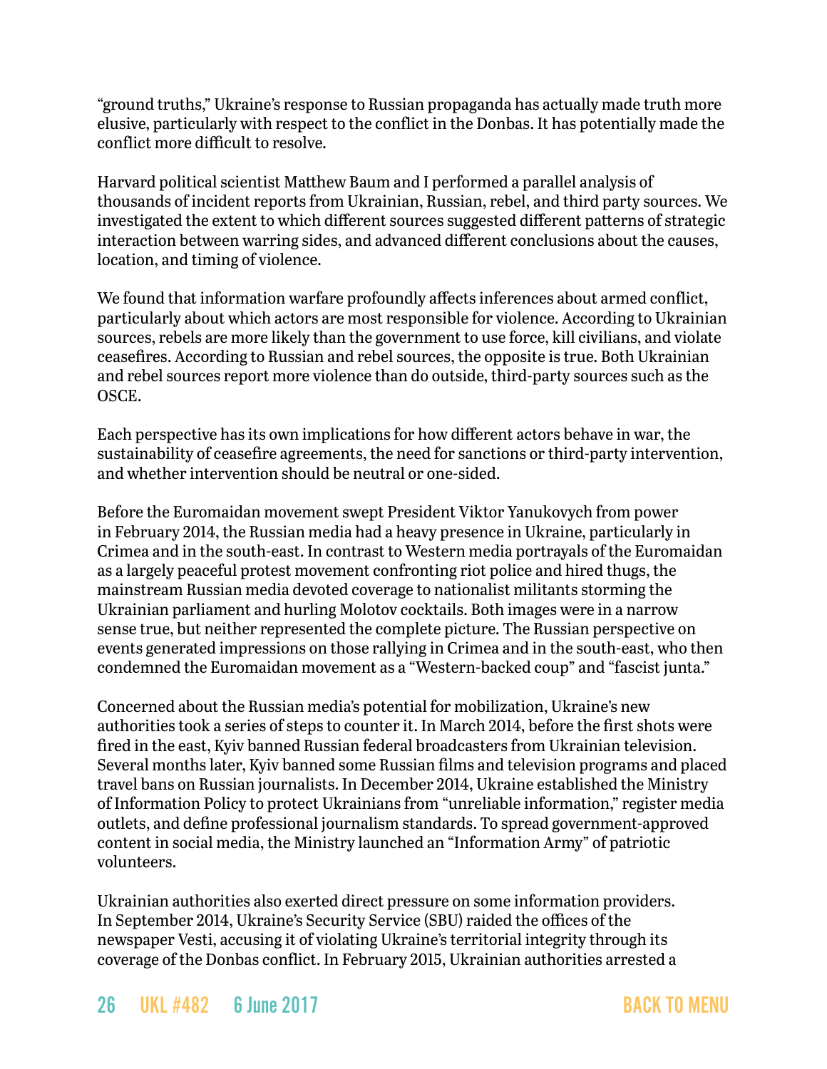"ground truths," Ukraine's response to Russian propaganda has actually made truth more elusive, particularly with respect to the conflict in the Donbas. It has potentially made the conflict more difficult to resolve.

Harvard political scientist Matthew Baum and I performed a parallel analysis of thousands of incident reports from Ukrainian, Russian, rebel, and third party sources. We investigated the extent to which different sources suggested different patterns of strategic interaction between warring sides, and advanced different conclusions about the causes, location, and timing of violence.

We found that information warfare profoundly affects inferences about armed conflict, particularly about which actors are most responsible for violence. According to Ukrainian sources, rebels are more likely than the government to use force, kill civilians, and violate ceasefires. According to Russian and rebel sources, the opposite is true. Both Ukrainian and rebel sources report more violence than do outside, third-party sources such as the OSCE.

Each perspective has its own implications for how different actors behave in war, the sustainability of ceasefire agreements, the need for sanctions or third-party intervention, and whether intervention should be neutral or one-sided.

Before the Euromaidan movement swept President Viktor Yanukovych from power in February 2014, the Russian media had a heavy presence in Ukraine, particularly in Crimea and in the south-east. In contrast to Western media portrayals of the Euromaidan as a largely peaceful protest movement confronting riot police and hired thugs, the mainstream Russian media devoted coverage to nationalist militants storming the Ukrainian parliament and hurling Molotov cocktails. Both images were in a narrow sense true, but neither represented the complete picture. The Russian perspective on events generated impressions on those rallying in Crimea and in the south-east, who then condemned the Euromaidan movement as a "Western-backed coup" and "fascist junta."

Concerned about the Russian media's potential for mobilization, Ukraine's new authorities took a series of steps to counter it. In March 2014, before the first shots were fired in the east, Kyiv banned Russian federal broadcasters from Ukrainian television. Several months later, Kyiv banned some Russian films and television programs and placed travel bans on Russian journalists. In December 2014, Ukraine established the Ministry of Information Policy to protect Ukrainians from "unreliable information," register media outlets, and define professional journalism standards. To spread government-approved content in social media, the Ministry launched an "Information Army" of patriotic volunteers.

Ukrainian authorities also exerted direct pressure on some information providers. In September 2014, Ukraine's Security Service (SBU) raided the offices of the newspaper Vesti, accusing it of violating Ukraine's territorial integrity through its coverage of the Donbas conflict. In February 2015, Ukrainian authorities arrested a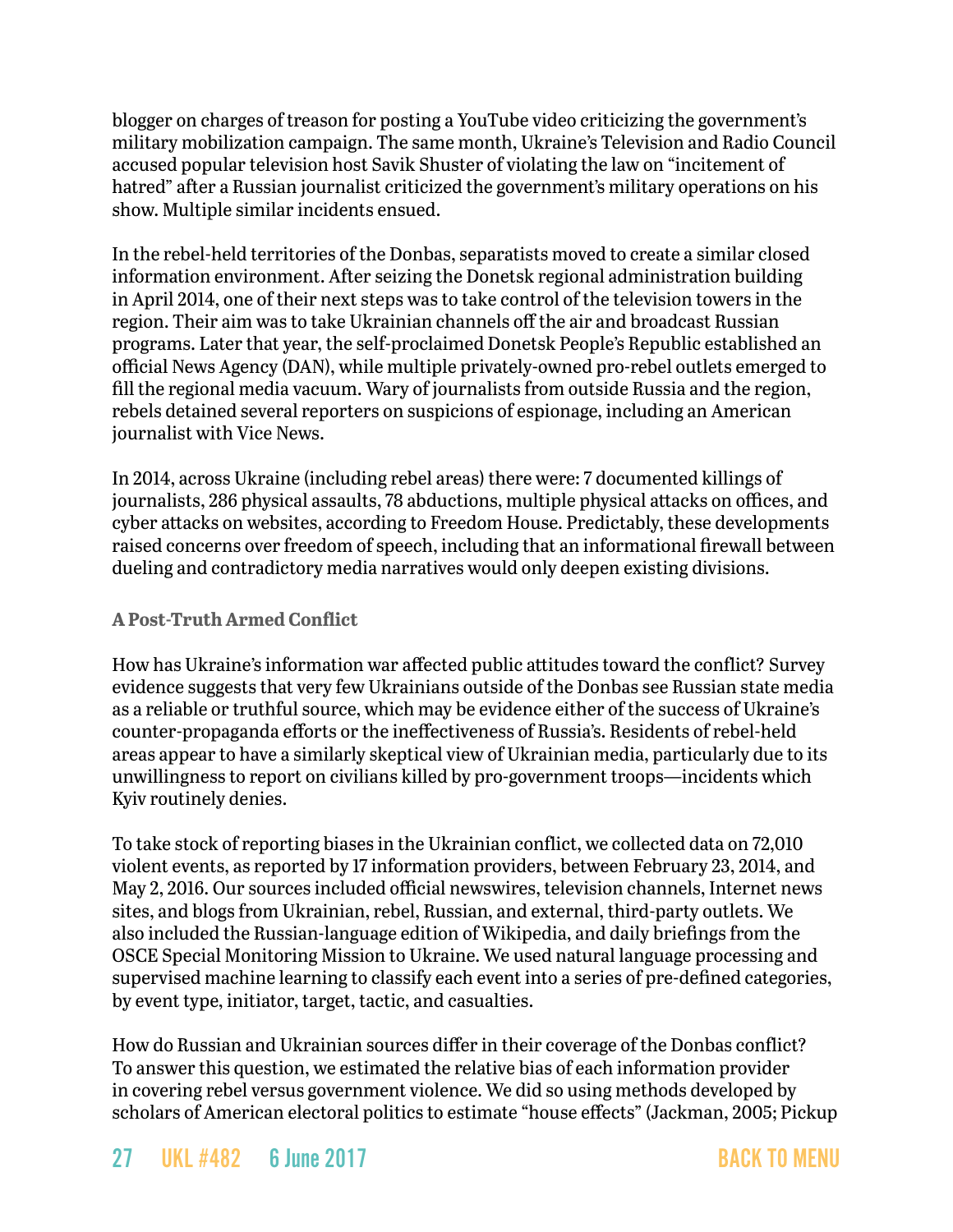blogger on charges of treason for posting a YouTube video criticizing the government's military mobilization campaign. The same month, Ukraine's Television and Radio Council accused popular television host Savik Shuster of violating the law on "incitement of hatred" after a Russian journalist criticized the government's military operations on his show. Multiple similar incidents ensued.

In the rebel-held territories of the Donbas, separatists moved to create a similar closed information environment. After seizing the Donetsk regional administration building in April 2014, one of their next steps was to take control of the television towers in the region. Their aim was to take Ukrainian channels off the air and broadcast Russian programs. Later that year, the self-proclaimed Donetsk People's Republic established an official News Agency (DAN), while multiple privately-owned pro-rebel outlets emerged to fill the regional media vacuum. Wary of journalists from outside Russia and the region, rebels detained several reporters on suspicions of espionage, including an American journalist with Vice News.

In 2014, across Ukraine (including rebel areas) there were: 7 documented killings of journalists, 286 physical assaults, 78 abductions, multiple physical attacks on offices, and cyber attacks on websites, according to Freedom House. Predictably, these developments raised concerns over freedom of speech, including that an informational firewall between dueling and contradictory media narratives would only deepen existing divisions.

### A Post-Truth Armed Conflict

How has Ukraine's information war affected public attitudes toward the conflict? Survey evidence suggests that very few Ukrainians outside of the Donbas see Russian state media as a reliable or truthful source, which may be evidence either of the success of Ukraine's counter-propaganda efforts or the ineffectiveness of Russia's. Residents of rebel-held areas appear to have a similarly skeptical view of Ukrainian media, particularly due to its unwillingness to report on civilians killed by pro-government troops—incidents which Kyiv routinely denies.

To take stock of reporting biases in the Ukrainian conflict, we collected data on 72,010 violent events, as reported by 17 information providers, between February 23, 2014, and May 2, 2016. Our sources included official newswires, television channels, Internet news sites, and blogs from Ukrainian, rebel, Russian, and external, third-party outlets. We also included the Russian-language edition of Wikipedia, and daily briefings from the OSCE Special Monitoring Mission to Ukraine. We used natural language processing and supervised machine learning to classify each event into a series of pre-defined categories, by event type, initiator, target, tactic, and casualties.

How do Russian and Ukrainian sources differ in their coverage of the Donbas conflict? To answer this question, we estimated the relative bias of each information provider in covering rebel versus government violence. We did so using methods developed by scholars of American electoral politics to estimate "house effects" (Jackman, 2005; Pickup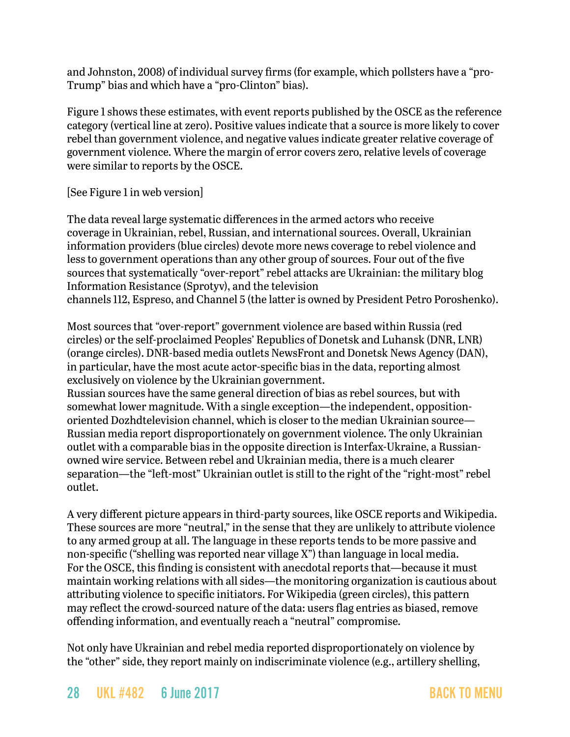and Johnston, 2008) of individual survey firms (for example, which pollsters have a "pro-Trump" bias and which have a "pro-Clinton" bias).

Figure 1 shows these estimates, with event reports published by the OSCE as the reference category (vertical line at zero). Positive values indicate that a source is more likely to cover rebel than government violence, and negative values indicate greater relative coverage of government violence. Where the margin of error covers zero, relative levels of coverage were similar to reports by the OSCE.

[See Figure 1 in web version]

The data reveal large systematic differences in the armed actors who receive coverage in Ukrainian, rebel, Russian, and international sources. Overall, Ukrainian information providers (blue circles) devote more news coverage to rebel violence and less to government operations than any other group of sources. Four out of the five sources that systematically "over-report" rebel attacks are Ukrainian: the military blog Information Resistance (Sprotyv), and the television channels 112, Espreso, and Channel 5 (the latter is owned by President Petro Poroshenko).

Most sources that "over-report" government violence are based within Russia (red circles) or the self-proclaimed Peoples' Republics of Donetsk and Luhansk (DNR, LNR) (orange circles). DNR-based media outlets NewsFront and Donetsk News Agency (DAN), in particular, have the most acute actor-specific bias in the data, reporting almost exclusively on violence by the Ukrainian government.

Russian sources have the same general direction of bias as rebel sources, but with somewhat lower magnitude. With a single exception—the independent, opposition-oriented Dozhdtelevision channel, which is closer to the median Ukrainian source—Russian media report disproportionately on government violence. The only Ukrainian outlet with a comparable bias in the opposite direction is Interfax-Ukraine, a Russian-owned wire service. Between rebel and Ukrainian media, there is a much clearer separation—the "left-most" Ukrainian outlet is still to the right of the "right-most" rebel outlet.

A very different picture appears in third-party sources, like OSCE reports and Wikipedia. These sources are more "neutral," in the sense that they are unlikely to attribute violence to any armed group at all. The language in these reports tends to be more passive and non-specific ("shelling was reported near village X") than language in local media. For the OSCE, this finding is consistent with anecdotal reports that—because it must maintain working relations with all sides—the monitoring organization is cautious about attributing violence to specific initiators. For Wikipedia (green circles), this pattern may reflect the crowd-sourced nature of the data: users flag entries as biased, remove offending information, and eventually reach a "neutral" compromise.

Not only have Ukrainian and rebel media reported disproportionately on violence by the "other" side, they report mainly on indiscriminate violence (e.g., artillery shelling,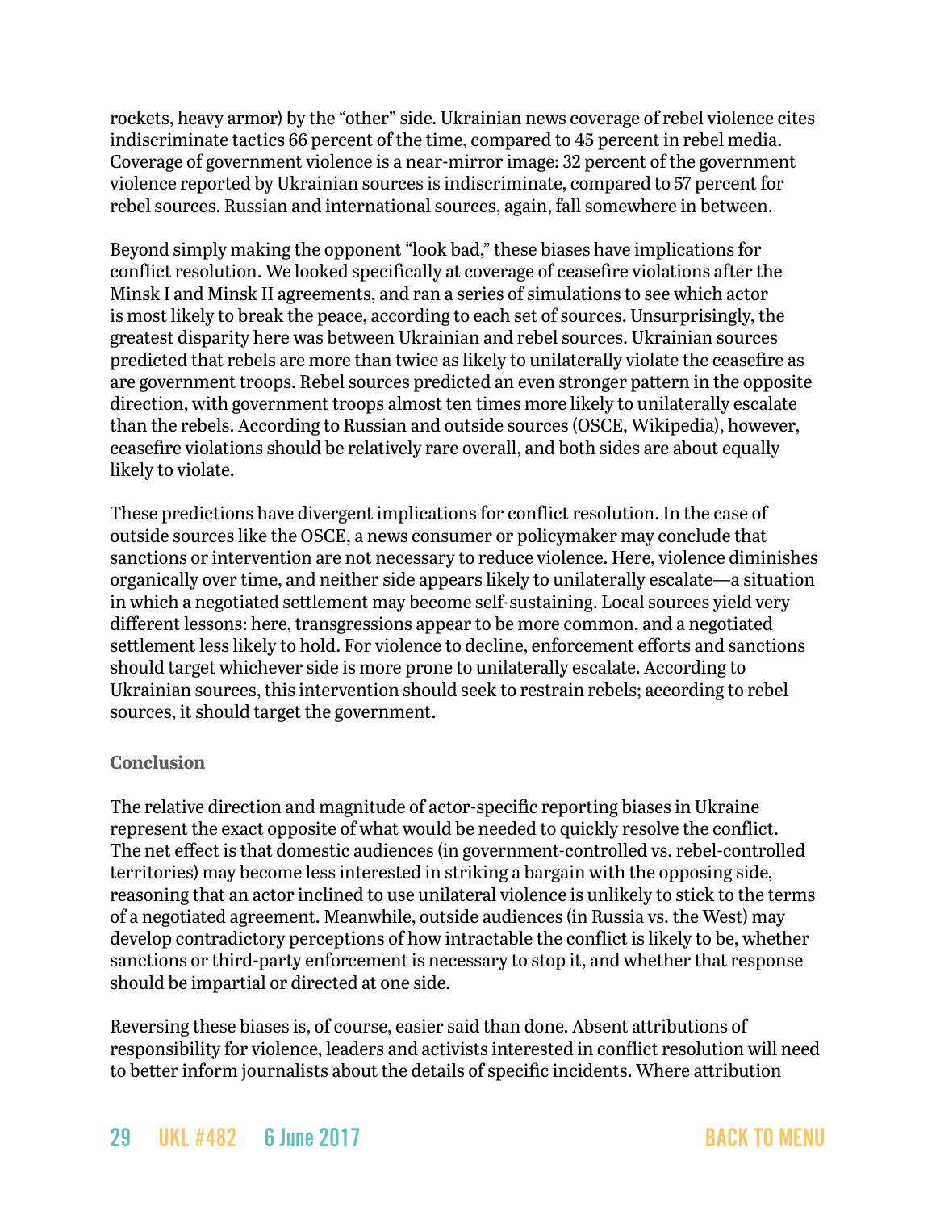rockets, heavy armor) by the "other" side. Ukrainian news coverage of rebel violence cites indiscriminate tactics 66 percent of the time, compared to 45 percent in rebel media. Coverage of government violence is a near-mirror image: 32 percent of the government violence reported by Ukrainian sources is indiscriminate, compared to 57 percent for rebel sources. Russian and international sources, again, fall somewhere in between.

Beyond simply making the opponent "look bad," these biases have implications for conflict resolution. We looked specifically at coverage of ceasefire violations after the Minsk I and Minsk II agreements, and ran a series of simulations to see which actor is most likely to break the peace, according to each set of sources. Unsurprisingly, the greatest disparity here was between Ukrainian and rebel sources. Ukrainian sources predicted that rebels are more than twice as likely to unilaterally violate the ceasefire as are government troops. Rebel sources predicted an even stronger pattern in the opposite direction, with government troops almost ten times more likely to unilaterally escalate than the rebels. According to Russian and outside sources (OSCE, Wikipedia), however, ceasefire violations should be relatively rare overall, and both sides are about equally likely to violate.

These predictions have divergent implications for conflict resolution. In the case of outside sources like the OSCE, a news consumer or policymaker may conclude that sanctions or intervention are not necessary to reduce violence. Here, violence diminishes organically over time, and neither side appears likely to unilaterally escalate—a situation in which a negotiated settlement may become self-sustaining. Local sources yield very different lessons: here, transgressions appear to be more common, and a negotiated settlement less likely to hold. For violence to decline, enforcement efforts and sanctions should target whichever side is more prone to unilaterally escalate. According to Ukrainian sources, this intervention should seek to restrain rebels; according to rebel sources, it should target the government.

### Conclusion

The relative direction and magnitude of actor-specific reporting biases in Ukraine represent the exact opposite of what would be needed to quickly resolve the conflict. The net effect is that domestic audiences (in government-controlled vs. rebel-controlled territories) may become less interested in striking a bargain with the opposing side, reasoning that an actor inclined to use unilateral violence is unlikely to stick to the terms of a negotiated agreement. Meanwhile, outside audiences (in Russia vs. the West) may develop contradictory perceptions of how intractable the conflict is likely to be, whether sanctions or third-party enforcement is necessary to stop it, and whether that response should be impartial or directed at one side.

Reversing these biases is, of course, easier said than done. Absent attributions of responsibility for violence, leaders and activists interested in conflict resolution will need to better inform journalists about the details of specific incidents. Where attribution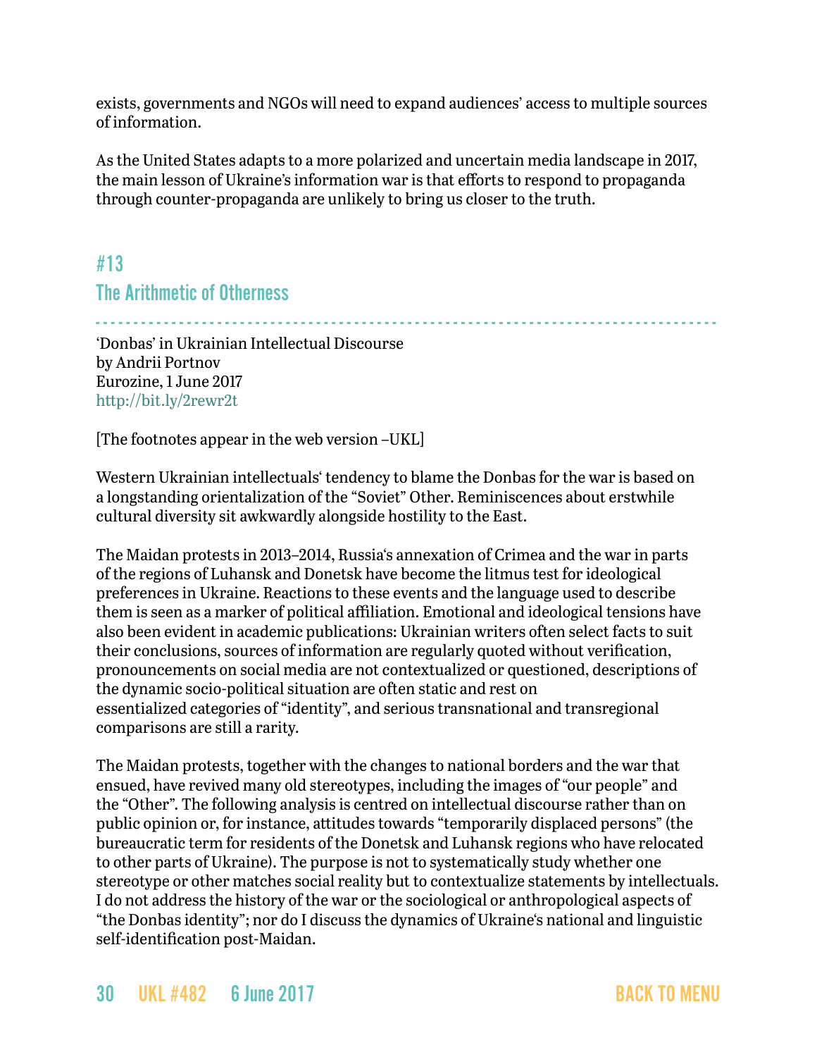exists, governments and NGOs will need to expand audiences' access to multiple sources of information.

As the United States adapts to a more polarized and uncertain media landscape in 2017, the main lesson of Ukraine's information war is that efforts to respond to propaganda through counter-propaganda are unlikely to bring us closer to the truth.

## #13

## The Arithmetic of Otherness

'Donbas' in Ukrainian Intellectual Discourse
by Andrii Portnov
Eurozine, 1 June 2017
http://bit.ly/2rewr2t

[The footnotes appear in the web version –UKL]

Western Ukrainian intellectuals' tendency to blame the Donbas for the war is based on a longstanding orientalization of the "Soviet" Other. Reminiscences about erstwhile cultural diversity sit awkwardly alongside hostility to the East.

The Maidan protests in 2013–2014, Russia's annexation of Crimea and the war in parts of the regions of Luhansk and Donetsk have become the litmus test for ideological preferences in Ukraine. Reactions to these events and the language used to describe them is seen as a marker of political affiliation. Emotional and ideological tensions have also been evident in academic publications: Ukrainian writers often select facts to suit their conclusions, sources of information are regularly quoted without verification, pronouncements on social media are not contextualized or questioned, descriptions of the dynamic socio-political situation are often static and rest on essentialized categories of "identity", and serious transnational and transregional comparisons are still a rarity.

The Maidan protests, together with the changes to national borders and the war that ensued, have revived many old stereotypes, including the images of "our people" and the "Other". The following analysis is centred on intellectual discourse rather than on public opinion or, for instance, attitudes towards "temporarily displaced persons" (the bureaucratic term for residents of the Donetsk and Luhansk regions who have relocated to other parts of Ukraine). The purpose is not to systematically study whether one stereotype or other matches social reality but to contextualize statements by intellectuals. I do not address the history of the war or the sociological or anthropological aspects of "the Donbas identity"; nor do I discuss the dynamics of Ukraine's national and linguistic self-identification post-Maidan.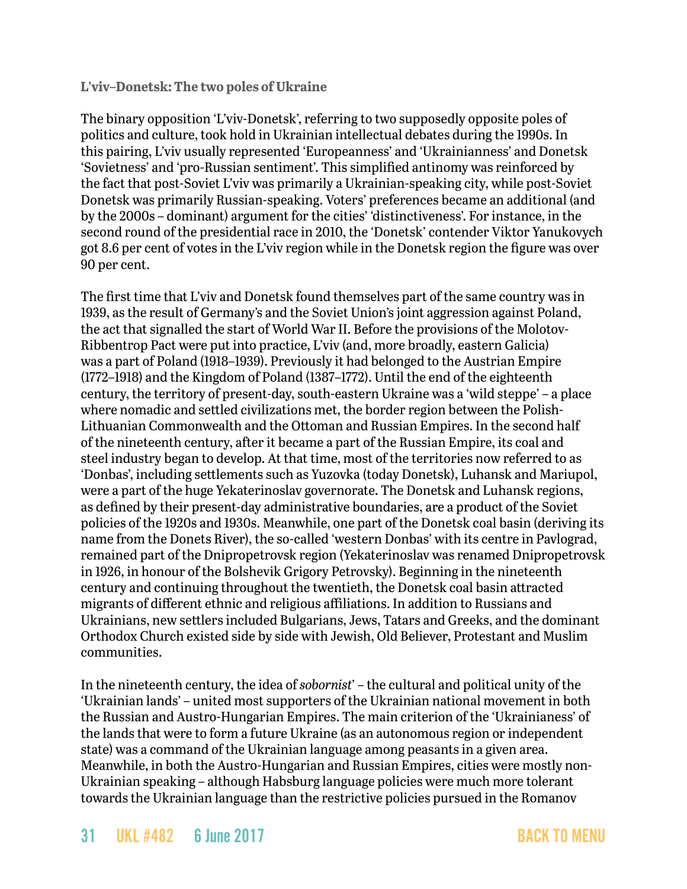**L'viv–Donetsk: The two poles of Ukraine**

The binary opposition 'L'viv-Donetsk', referring to two supposedly opposite poles of politics and culture, took hold in Ukrainian intellectual debates during the 1990s. In this pairing, L'viv usually represented 'Europeanness' and 'Ukrainianness' and Donetsk 'Sovietness' and 'pro-Russian sentiment'. This simplified antinomy was reinforced by the fact that post-Soviet L'viv was primarily a Ukrainian-speaking city, while post-Soviet Donetsk was primarily Russian-speaking. Voters' preferences became an additional (and by the 2000s – dominant) argument for the cities' 'distinctiveness'. For instance, in the second round of the presidential race in 2010, the 'Donetsk' contender Viktor Yanukovych got 8.6 per cent of votes in the L'viv region while in the Donetsk region the figure was over 90 per cent.

The first time that L'viv and Donetsk found themselves part of the same country was in 1939, as the result of Germany's and the Soviet Union's joint aggression against Poland, the act that signalled the start of World War II. Before the provisions of the Molotov-Ribbentrop Pact were put into practice, L'viv (and, more broadly, eastern Galicia) was a part of Poland (1918–1939). Previously it had belonged to the Austrian Empire (1772–1918) and the Kingdom of Poland (1387–1772). Until the end of the eighteenth century, the territory of present-day, south-eastern Ukraine was a 'wild steppe' – a place where nomadic and settled civilizations met, the border region between the Polish-Lithuanian Commonwealth and the Ottoman and Russian Empires. In the second half of the nineteenth century, after it became a part of the Russian Empire, its coal and steel industry began to develop. At that time, most of the territories now referred to as 'Donbas', including settlements such as Yuzovka (today Donetsk), Luhansk and Mariupol, were a part of the huge Yekaterinoslav governorate. The Donetsk and Luhansk regions, as defined by their present-day administrative boundaries, are a product of the Soviet policies of the 1920s and 1930s. Meanwhile, one part of the Donetsk coal basin (deriving its name from the Donets River), the so-called 'western Donbas' with its centre in Pavlograd, remained part of the Dnipropetrovsk region (Yekaterinoslav was renamed Dnipropetrovsk in 1926, in honour of the Bolshevik Grigory Petrovsky). Beginning in the nineteenth century and continuing throughout the twentieth, the Donetsk coal basin attracted migrants of different ethnic and religious affiliations. In addition to Russians and Ukrainians, new settlers included Bulgarians, Jews, Tatars and Greeks, and the dominant Orthodox Church existed side by side with Jewish, Old Believer, Protestant and Muslim communities.

In the nineteenth century, the idea of *sobornist'* – the cultural and political unity of the 'Ukrainian lands' – united most supporters of the Ukrainian national movement in both the Russian and Austro-Hungarian Empires. The main criterion of the 'Ukrainianess' of the lands that were to form a future Ukraine (as an autonomous region or independent state) was a command of the Ukrainian language among peasants in a given area. Meanwhile, in both the Austro-Hungarian and Russian Empires, cities were mostly non-Ukrainian speaking – although Habsburg language policies were much more tolerant towards the Ukrainian language than the restrictive policies pursued in the Romanov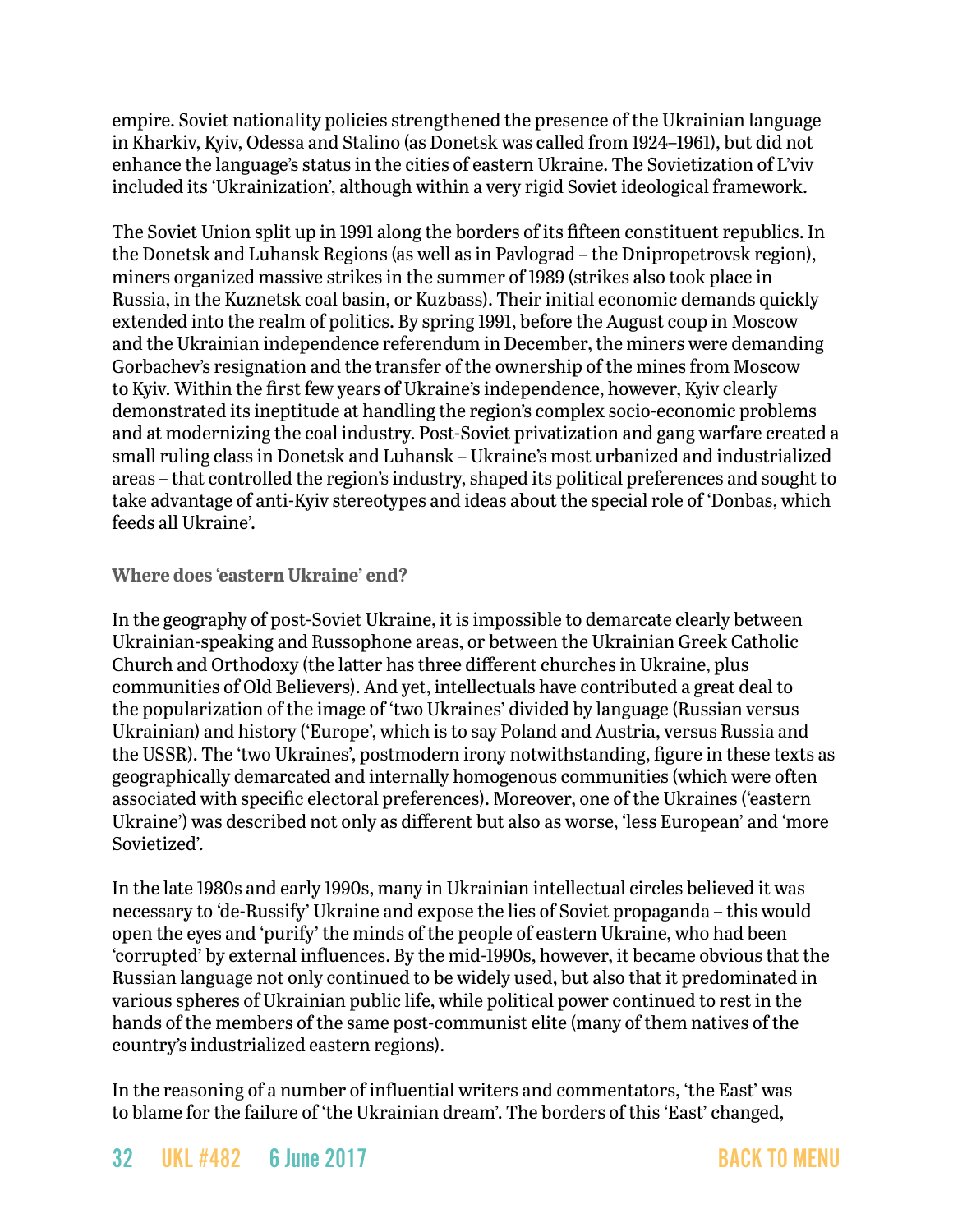empire. Soviet nationality policies strengthened the presence of the Ukrainian language in Kharkiv, Kyiv, Odessa and Stalino (as Donetsk was called from 1924–1961), but did not enhance the language's status in the cities of eastern Ukraine. The Sovietization of L'viv included its 'Ukrainization', although within a very rigid Soviet ideological framework.

The Soviet Union split up in 1991 along the borders of its fifteen constituent republics. In the Donetsk and Luhansk Regions (as well as in Pavlograd – the Dnipropetrovsk region), miners organized massive strikes in the summer of 1989 (strikes also took place in Russia, in the Kuznetsk coal basin, or Kuzbass). Their initial economic demands quickly extended into the realm of politics. By spring 1991, before the August coup in Moscow and the Ukrainian independence referendum in December, the miners were demanding Gorbachev's resignation and the transfer of the ownership of the mines from Moscow to Kyiv. Within the first few years of Ukraine's independence, however, Kyiv clearly demonstrated its ineptitude at handling the region's complex socio-economic problems and at modernizing the coal industry. Post-Soviet privatization and gang warfare created a small ruling class in Donetsk and Luhansk – Ukraine's most urbanized and industrialized areas – that controlled the region's industry, shaped its political preferences and sought to take advantage of anti-Kyiv stereotypes and ideas about the special role of 'Donbas, which feeds all Ukraine'.

### Where does 'eastern Ukraine' end?

In the geography of post-Soviet Ukraine, it is impossible to demarcate clearly between Ukrainian-speaking and Russophone areas, or between the Ukrainian Greek Catholic Church and Orthodoxy (the latter has three different churches in Ukraine, plus communities of Old Believers). And yet, intellectuals have contributed a great deal to the popularization of the image of 'two Ukraines' divided by language (Russian versus Ukrainian) and history ('Europe', which is to say Poland and Austria, versus Russia and the USSR). The 'two Ukraines', postmodern irony notwithstanding, figure in these texts as geographically demarcated and internally homogenous communities (which were often associated with specific electoral preferences). Moreover, one of the Ukraines ('eastern Ukraine') was described not only as different but also as worse, 'less European' and 'more Sovietized'.

In the late 1980s and early 1990s, many in Ukrainian intellectual circles believed it was necessary to 'de-Russify' Ukraine and expose the lies of Soviet propaganda – this would open the eyes and 'purify' the minds of the people of eastern Ukraine, who had been 'corrupted' by external influences. By the mid-1990s, however, it became obvious that the Russian language not only continued to be widely used, but also that it predominated in various spheres of Ukrainian public life, while political power continued to rest in the hands of the members of the same post-communist elite (many of them natives of the country's industrialized eastern regions).

In the reasoning of a number of influential writers and commentators, 'the East' was to blame for the failure of 'the Ukrainian dream'. The borders of this 'East' changed,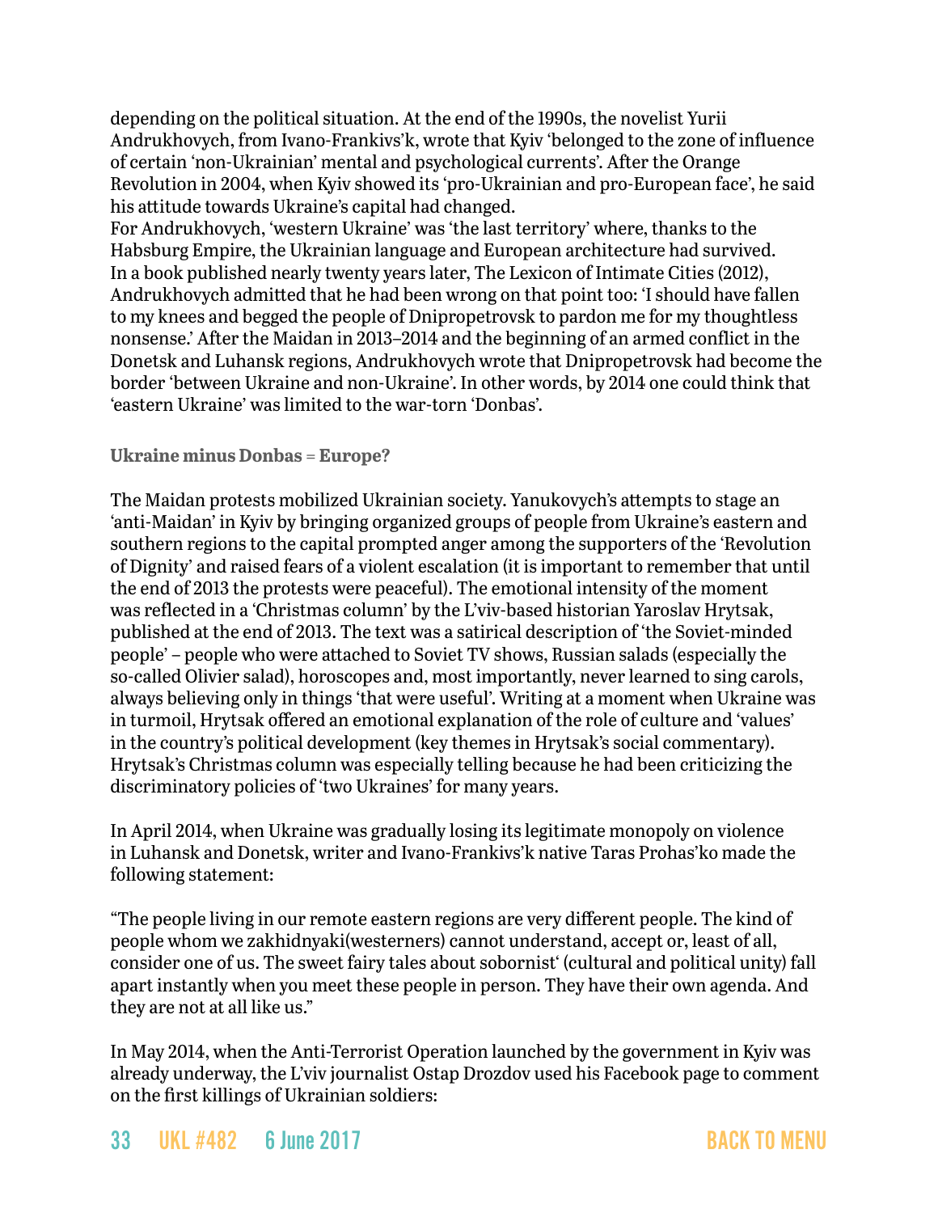depending on the political situation. At the end of the 1990s, the novelist Yurii Andrukhovych, from Ivano-Frankivs'k, wrote that Kyiv 'belonged to the zone of influence of certain 'non-Ukrainian' mental and psychological currents'. After the Orange Revolution in 2004, when Kyiv showed its 'pro-Ukrainian and pro-European face', he said his attitude towards Ukraine's capital had changed.
For Andrukhovych, 'western Ukraine' was 'the last territory' where, thanks to the Habsburg Empire, the Ukrainian language and European architecture had survived. In a book published nearly twenty years later, The Lexicon of Intimate Cities (2012), Andrukhovych admitted that he had been wrong on that point too: 'I should have fallen to my knees and begged the people of Dnipropetrovsk to pardon me for my thoughtless nonsense.' After the Maidan in 2013–2014 and the beginning of an armed conflict in the Donetsk and Luhansk regions, Andrukhovych wrote that Dnipropetrovsk had become the border 'between Ukraine and non-Ukraine'. In other words, by 2014 one could think that 'eastern Ukraine' was limited to the war-torn 'Donbas'.

**Ukraine minus Donbas = Europe?**

The Maidan protests mobilized Ukrainian society. Yanukovych's attempts to stage an 'anti-Maidan' in Kyiv by bringing organized groups of people from Ukraine's eastern and southern regions to the capital prompted anger among the supporters of the 'Revolution of Dignity' and raised fears of a violent escalation (it is important to remember that until the end of 2013 the protests were peaceful). The emotional intensity of the moment was reflected in a 'Christmas column' by the L'viv-based historian Yaroslav Hrytsak, published at the end of 2013. The text was a satirical description of 'the Soviet-minded people' – people who were attached to Soviet TV shows, Russian salads (especially the so-called Olivier salad), horoscopes and, most importantly, never learned to sing carols, always believing only in things 'that were useful'. Writing at a moment when Ukraine was in turmoil, Hrytsak offered an emotional explanation of the role of culture and 'values' in the country's political development (key themes in Hrytsak's social commentary). Hrytsak's Christmas column was especially telling because he had been criticizing the discriminatory policies of 'two Ukraines' for many years.

In April 2014, when Ukraine was gradually losing its legitimate monopoly on violence in Luhansk and Donetsk, writer and Ivano-Frankivs'k native Taras Prohas'ko made the following statement:

"The people living in our remote eastern regions are very different people. The kind of people whom we zakhidnyaki(westerners) cannot understand, accept or, least of all, consider one of us. The sweet fairy tales about sobornist' (cultural and political unity) fall apart instantly when you meet these people in person. They have their own agenda. And they are not at all like us."

In May 2014, when the Anti-Terrorist Operation launched by the government in Kyiv was already underway, the L'viv journalist Ostap Drozdov used his Facebook page to comment on the first killings of Ukrainian soldiers: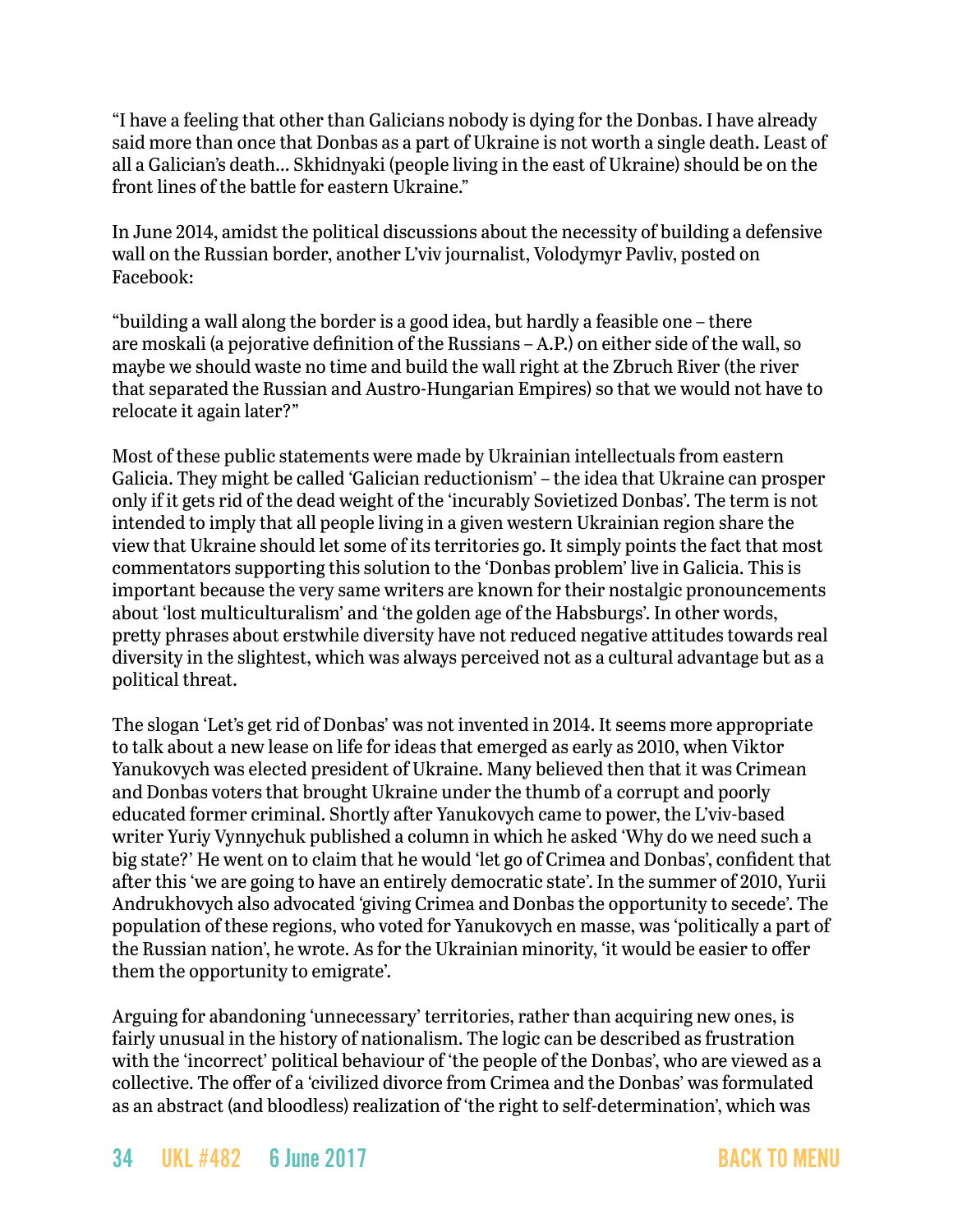"I have a feeling that other than Galicians nobody is dying for the Donbas. I have already said more than once that Donbas as a part of Ukraine is not worth a single death. Least of all a Galician's death… Skhidnyaki (people living in the east of Ukraine) should be on the front lines of the battle for eastern Ukraine."

In June 2014, amidst the political discussions about the necessity of building a defensive wall on the Russian border, another L'viv journalist, Volodymyr Pavliv, posted on Facebook:

"building a wall along the border is a good idea, but hardly a feasible one – there are moskali (a pejorative definition of the Russians – A.P.) on either side of the wall, so maybe we should waste no time and build the wall right at the Zbruch River (the river that separated the Russian and Austro-Hungarian Empires) so that we would not have to relocate it again later?"

Most of these public statements were made by Ukrainian intellectuals from eastern Galicia. They might be called 'Galician reductionism' – the idea that Ukraine can prosper only if it gets rid of the dead weight of the 'incurably Sovietized Donbas'. The term is not intended to imply that all people living in a given western Ukrainian region share the view that Ukraine should let some of its territories go. It simply points the fact that most commentators supporting this solution to the 'Donbas problem' live in Galicia. This is important because the very same writers are known for their nostalgic pronouncements about 'lost multiculturalism' and 'the golden age of the Habsburgs'. In other words, pretty phrases about erstwhile diversity have not reduced negative attitudes towards real diversity in the slightest, which was always perceived not as a cultural advantage but as a political threat.

The slogan 'Let's get rid of Donbas' was not invented in 2014. It seems more appropriate to talk about a new lease on life for ideas that emerged as early as 2010, when Viktor Yanukovych was elected president of Ukraine. Many believed then that it was Crimean and Donbas voters that brought Ukraine under the thumb of a corrupt and poorly educated former criminal. Shortly after Yanukovych came to power, the L'viv-based writer Yuriy Vynnychuk published a column in which he asked 'Why do we need such a big state?' He went on to claim that he would 'let go of Crimea and Donbas', confident that after this 'we are going to have an entirely democratic state'. In the summer of 2010, Yurii Andrukhovych also advocated 'giving Crimea and Donbas the opportunity to secede'. The population of these regions, who voted for Yanukovych en masse, was 'politically a part of the Russian nation', he wrote. As for the Ukrainian minority, 'it would be easier to offer them the opportunity to emigrate'.

Arguing for abandoning 'unnecessary' territories, rather than acquiring new ones, is fairly unusual in the history of nationalism. The logic can be described as frustration with the 'incorrect' political behaviour of 'the people of the Donbas', who are viewed as a collective. The offer of a 'civilized divorce from Crimea and the Donbas' was formulated as an abstract (and bloodless) realization of 'the right to self-determination', which was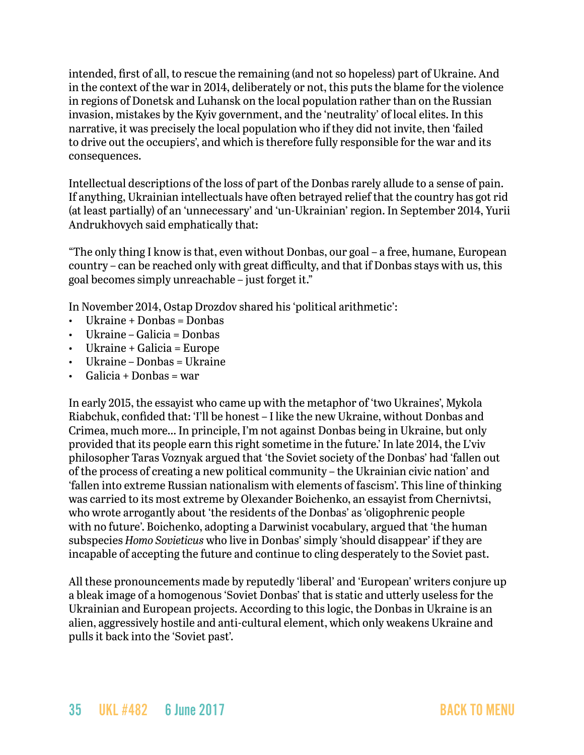intended, first of all, to rescue the remaining (and not so hopeless) part of Ukraine. And in the context of the war in 2014, deliberately or not, this puts the blame for the violence in regions of Donetsk and Luhansk on the local population rather than on the Russian invasion, mistakes by the Kyiv government, and the 'neutrality' of local elites. In this narrative, it was precisely the local population who if they did not invite, then 'failed to drive out the occupiers', and which is therefore fully responsible for the war and its consequences.

Intellectual descriptions of the loss of part of the Donbas rarely allude to a sense of pain. If anything, Ukrainian intellectuals have often betrayed relief that the country has got rid (at least partially) of an 'unnecessary' and 'un-Ukrainian' region. In September 2014, Yurii Andrukhovych said emphatically that:

"The only thing I know is that, even without Donbas, our goal – a free, humane, European country – can be reached only with great difficulty, and that if Donbas stays with us, this goal becomes simply unreachable – just forget it."

In November 2014, Ostap Drozdov shared his 'political arithmetic':

- Ukraine + Donbas = Donbas
- Ukraine – Galicia = Donbas
- Ukraine + Galicia = Europe
- Ukraine – Donbas = Ukraine
- Galicia + Donbas = war

In early 2015, the essayist who came up with the metaphor of 'two Ukraines', Mykola Riabchuk, confided that: 'I'll be honest – I like the new Ukraine, without Donbas and Crimea, much more... In principle, I'm not against Donbas being in Ukraine, but only provided that its people earn this right sometime in the future.' In late 2014, the L'viv philosopher Taras Voznyak argued that 'the Soviet society of the Donbas' had 'fallen out of the process of creating a new political community – the Ukrainian civic nation' and 'fallen into extreme Russian nationalism with elements of fascism'. This line of thinking was carried to its most extreme by Olexander Boichenko, an essayist from Chernivtsi, who wrote arrogantly about 'the residents of the Donbas' as 'oligophrenic people with no future'. Boichenko, adopting a Darwinist vocabulary, argued that 'the human subspecies *Homo Sovieticus* who live in Donbas' simply 'should disappear' if they are incapable of accepting the future and continue to cling desperately to the Soviet past.

All these pronouncements made by reputedly 'liberal' and 'European' writers conjure up a bleak image of a homogenous 'Soviet Donbas' that is static and utterly useless for the Ukrainian and European projects. According to this logic, the Donbas in Ukraine is an alien, aggressively hostile and anti-cultural element, which only weakens Ukraine and pulls it back into the 'Soviet past'.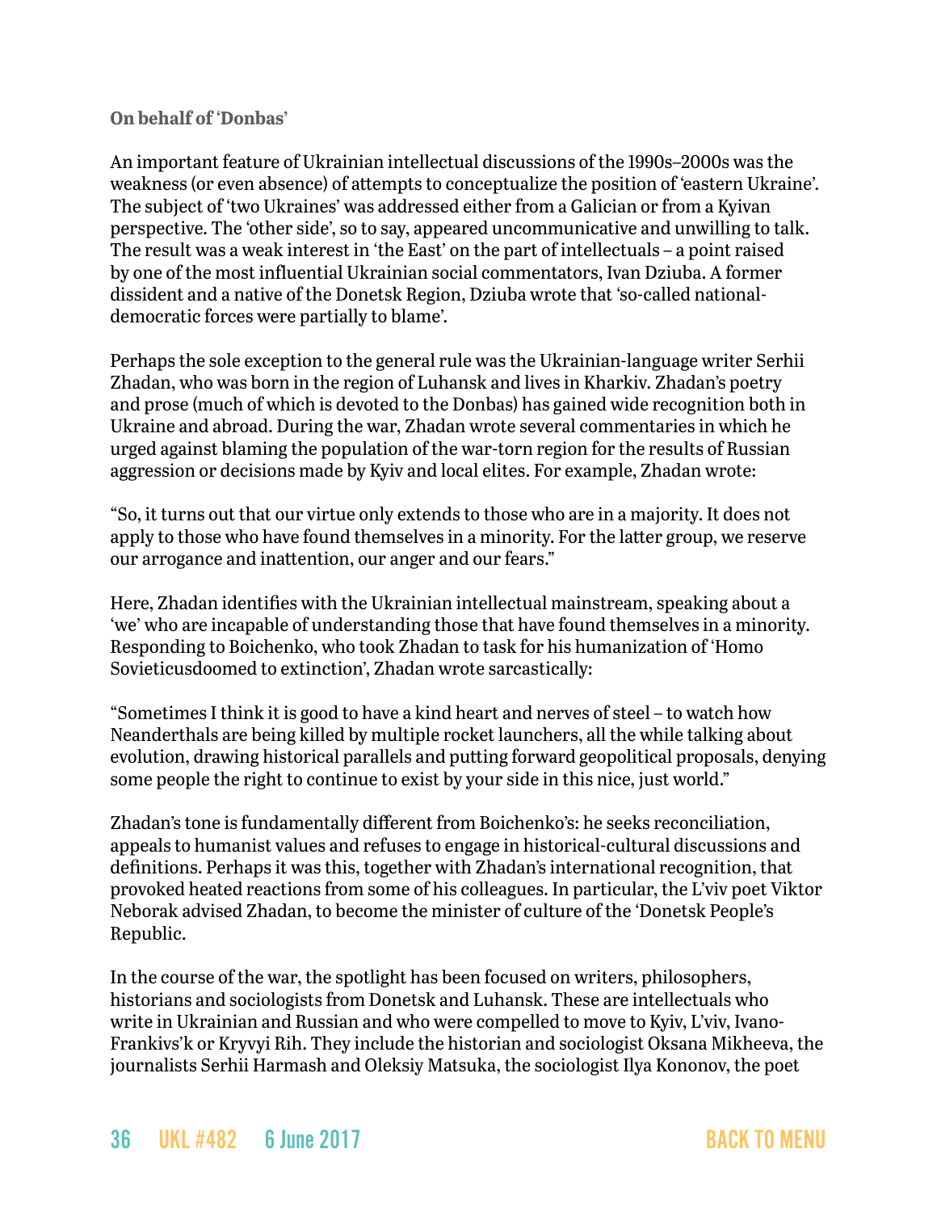**On behalf of 'Donbas'**

An important feature of Ukrainian intellectual discussions of the 1990s–2000s was the weakness (or even absence) of attempts to conceptualize the position of 'eastern Ukraine'. The subject of 'two Ukraines' was addressed either from a Galician or from a Kyivan perspective. The 'other side', so to say, appeared uncommunicative and unwilling to talk. The result was a weak interest in 'the East' on the part of intellectuals – a point raised by one of the most influential Ukrainian social commentators, Ivan Dziuba. A former dissident and a native of the Donetsk Region, Dziuba wrote that 'so-called national-democratic forces were partially to blame'.

Perhaps the sole exception to the general rule was the Ukrainian-language writer Serhii Zhadan, who was born in the region of Luhansk and lives in Kharkiv. Zhadan's poetry and prose (much of which is devoted to the Donbas) has gained wide recognition both in Ukraine and abroad. During the war, Zhadan wrote several commentaries in which he urged against blaming the population of the war-torn region for the results of Russian aggression or decisions made by Kyiv and local elites. For example, Zhadan wrote:

"So, it turns out that our virtue only extends to those who are in a majority. It does not apply to those who have found themselves in a minority. For the latter group, we reserve our arrogance and inattention, our anger and our fears."

Here, Zhadan identifies with the Ukrainian intellectual mainstream, speaking about a 'we' who are incapable of understanding those that have found themselves in a minority. Responding to Boichenko, who took Zhadan to task for his humanization of 'Homo Sovieticusdoomed to extinction', Zhadan wrote sarcastically:

"Sometimes I think it is good to have a kind heart and nerves of steel – to watch how Neanderthals are being killed by multiple rocket launchers, all the while talking about evolution, drawing historical parallels and putting forward geopolitical proposals, denying some people the right to continue to exist by your side in this nice, just world."

Zhadan's tone is fundamentally different from Boichenko's: he seeks reconciliation, appeals to humanist values and refuses to engage in historical-cultural discussions and definitions. Perhaps it was this, together with Zhadan's international recognition, that provoked heated reactions from some of his colleagues. In particular, the L'viv poet Viktor Neborak advised Zhadan, to become the minister of culture of the 'Donetsk People's Republic.

In the course of the war, the spotlight has been focused on writers, philosophers, historians and sociologists from Donetsk and Luhansk. These are intellectuals who write in Ukrainian and Russian and who were compelled to move to Kyiv, L'viv, Ivano-Frankivs'k or Kryvyi Rih. They include the historian and sociologist Oksana Mikheeva, the journalists Serhii Harmash and Oleksiy Matsuka, the sociologist Ilya Kononov, the poet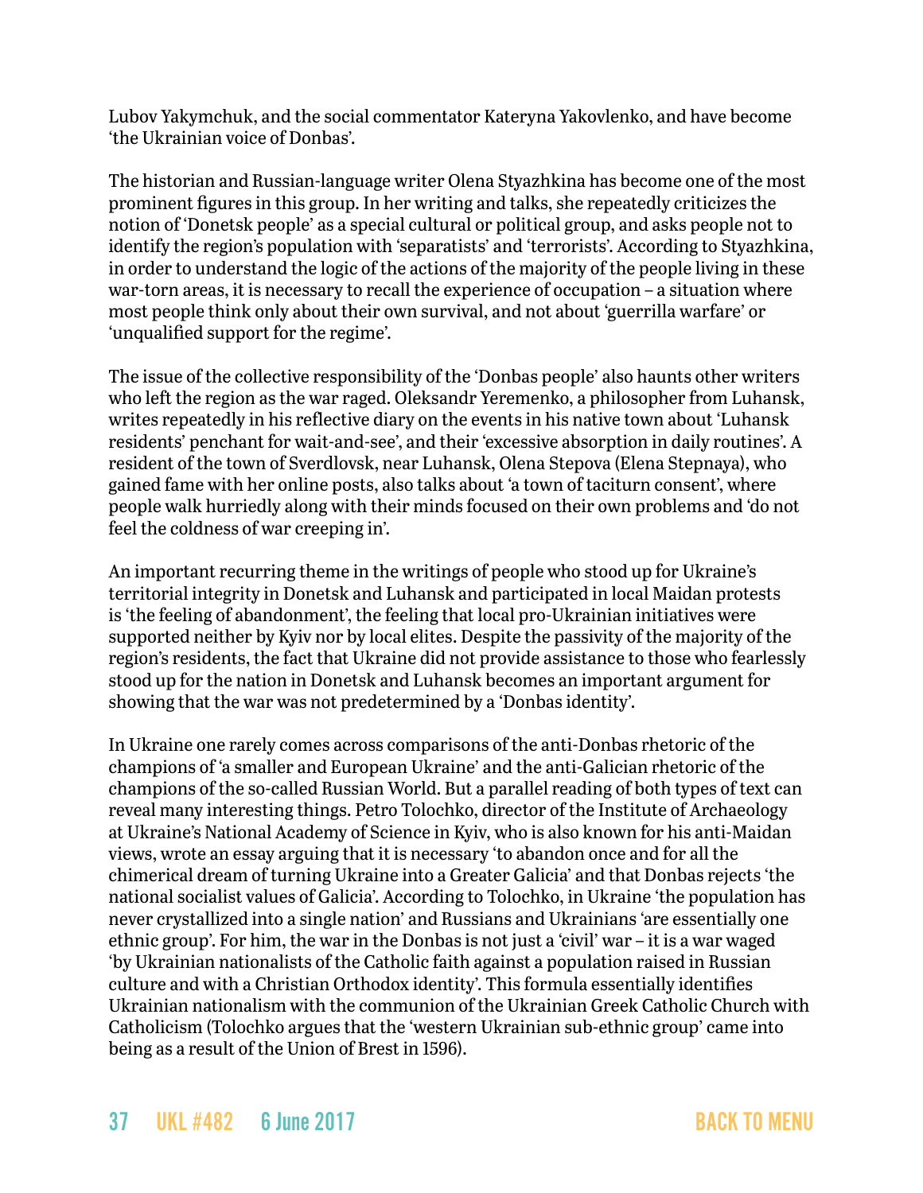Lubov Yakymchuk, and the social commentator Kateryna Yakovlenko, and have become 'the Ukrainian voice of Donbas'.

The historian and Russian-language writer Olena Styazhkina has become one of the most prominent figures in this group. In her writing and talks, she repeatedly criticizes the notion of 'Donetsk people' as a special cultural or political group, and asks people not to identify the region's population with 'separatists' and 'terrorists'. According to Styazhkina, in order to understand the logic of the actions of the majority of the people living in these war-torn areas, it is necessary to recall the experience of occupation – a situation where most people think only about their own survival, and not about 'guerrilla warfare' or 'unqualified support for the regime'.

The issue of the collective responsibility of the 'Donbas people' also haunts other writers who left the region as the war raged. Oleksandr Yeremenko, a philosopher from Luhansk, writes repeatedly in his reflective diary on the events in his native town about 'Luhansk residents' penchant for wait-and-see', and their 'excessive absorption in daily routines'. A resident of the town of Sverdlovsk, near Luhansk, Olena Stepova (Elena Stepnaya), who gained fame with her online posts, also talks about 'a town of taciturn consent', where people walk hurriedly along with their minds focused on their own problems and 'do not feel the coldness of war creeping in'.

An important recurring theme in the writings of people who stood up for Ukraine's territorial integrity in Donetsk and Luhansk and participated in local Maidan protests is 'the feeling of abandonment', the feeling that local pro-Ukrainian initiatives were supported neither by Kyiv nor by local elites. Despite the passivity of the majority of the region's residents, the fact that Ukraine did not provide assistance to those who fearlessly stood up for the nation in Donetsk and Luhansk becomes an important argument for showing that the war was not predetermined by a 'Donbas identity'.

In Ukraine one rarely comes across comparisons of the anti-Donbas rhetoric of the champions of 'a smaller and European Ukraine' and the anti-Galician rhetoric of the champions of the so-called Russian World. But a parallel reading of both types of text can reveal many interesting things. Petro Tolochko, director of the Institute of Archaeology at Ukraine's National Academy of Science in Kyiv, who is also known for his anti-Maidan views, wrote an essay arguing that it is necessary 'to abandon once and for all the chimerical dream of turning Ukraine into a Greater Galicia' and that Donbas rejects 'the national socialist values of Galicia'. According to Tolochko, in Ukraine 'the population has never crystallized into a single nation' and Russians and Ukrainians 'are essentially one ethnic group'. For him, the war in the Donbas is not just a 'civil' war – it is a war waged 'by Ukrainian nationalists of the Catholic faith against a population raised in Russian culture and with a Christian Orthodox identity'. This formula essentially identifies Ukrainian nationalism with the communion of the Ukrainian Greek Catholic Church with Catholicism (Tolochko argues that the 'western Ukrainian sub-ethnic group' came into being as a result of the Union of Brest in 1596).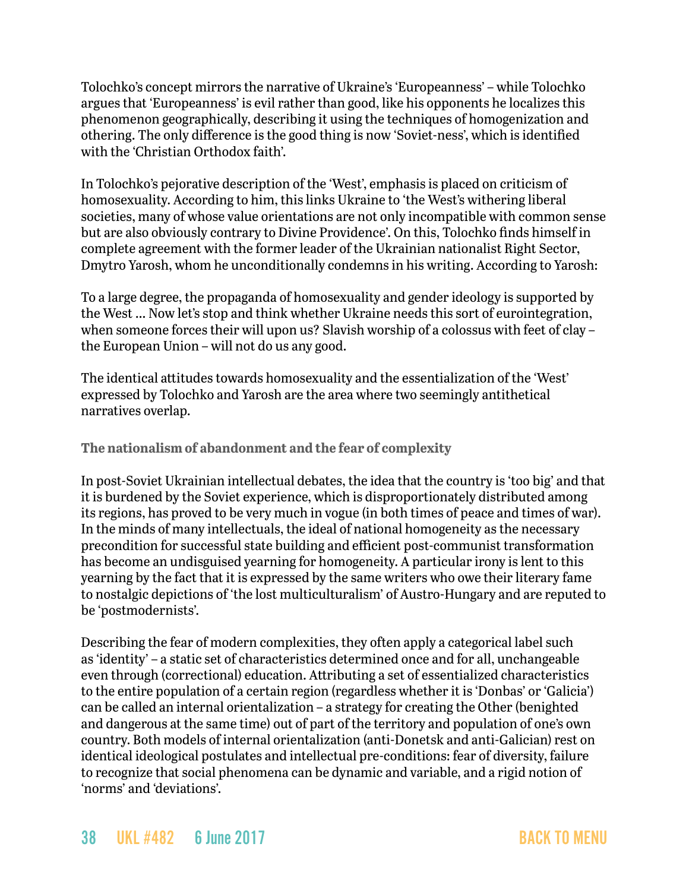Tolochko's concept mirrors the narrative of Ukraine's 'Europeanness' – while Tolochko argues that 'Europeanness' is evil rather than good, like his opponents he localizes this phenomenon geographically, describing it using the techniques of homogenization and othering. The only difference is the good thing is now 'Soviet-ness', which is identified with the 'Christian Orthodox faith'.

In Tolochko's pejorative description of the 'West', emphasis is placed on criticism of homosexuality. According to him, this links Ukraine to 'the West's withering liberal societies, many of whose value orientations are not only incompatible with common sense but are also obviously contrary to Divine Providence'. On this, Tolochko finds himself in complete agreement with the former leader of the Ukrainian nationalist Right Sector, Dmytro Yarosh, whom he unconditionally condemns in his writing. According to Yarosh:

To a large degree, the propaganda of homosexuality and gender ideology is supported by the West ... Now let's stop and think whether Ukraine needs this sort of eurointegration, when someone forces their will upon us? Slavish worship of a colossus with feet of clay – the European Union – will not do us any good.

The identical attitudes towards homosexuality and the essentialization of the 'West' expressed by Tolochko and Yarosh are the area where two seemingly antithetical narratives overlap.

### The nationalism of abandonment and the fear of complexity

In post-Soviet Ukrainian intellectual debates, the idea that the country is 'too big' and that it is burdened by the Soviet experience, which is disproportionately distributed among its regions, has proved to be very much in vogue (in both times of peace and times of war). In the minds of many intellectuals, the ideal of national homogeneity as the necessary precondition for successful state building and efficient post-communist transformation has become an undisguised yearning for homogeneity. A particular irony is lent to this yearning by the fact that it is expressed by the same writers who owe their literary fame to nostalgic depictions of 'the lost multiculturalism' of Austro-Hungary and are reputed to be 'postmodernists'.

Describing the fear of modern complexities, they often apply a categorical label such as 'identity' – a static set of characteristics determined once and for all, unchangeable even through (correctional) education. Attributing a set of essentialized characteristics to the entire population of a certain region (regardless whether it is 'Donbas' or 'Galicia') can be called an internal orientalization – a strategy for creating the Other (benighted and dangerous at the same time) out of part of the territory and population of one's own country. Both models of internal orientalization (anti-Donetsk and anti-Galician) rest on identical ideological postulates and intellectual pre-conditions: fear of diversity, failure to recognize that social phenomena can be dynamic and variable, and a rigid notion of 'norms' and 'deviations'.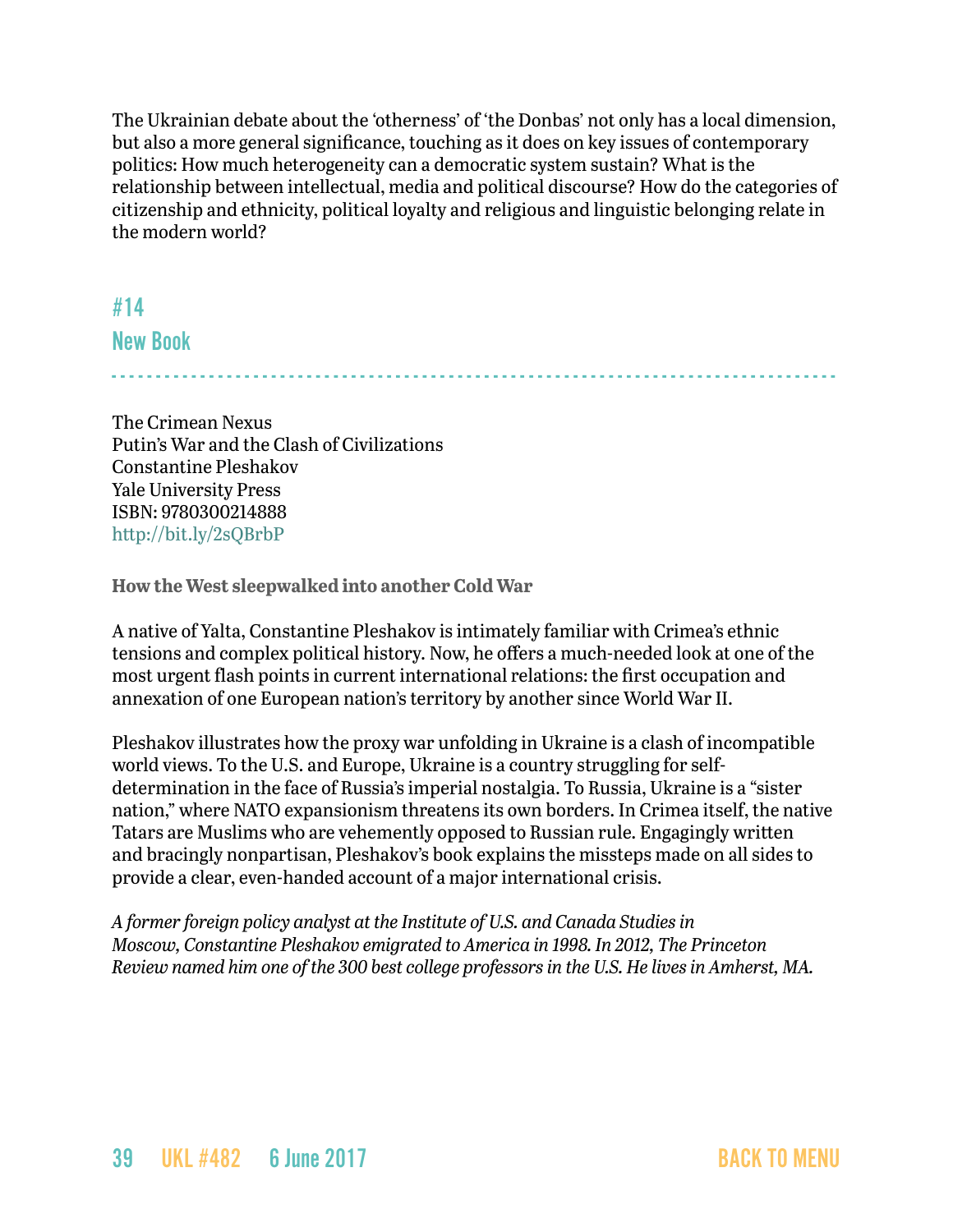The Ukrainian debate about the 'otherness' of 'the Donbas' not only has a local dimension, but also a more general significance, touching as it does on key issues of contemporary politics: How much heterogeneity can a democratic system sustain? What is the relationship between intellectual, media and political discourse? How do the categories of citizenship and ethnicity, political loyalty and religious and linguistic belonging relate in the modern world?

## #14
## New Book

The Crimean Nexus
Putin's War and the Clash of Civilizations
Constantine Pleshakov
Yale University Press
ISBN: 9780300214888
http://bit.ly/2sQBrbP

**How the West sleepwalked into another Cold War**

A native of Yalta, Constantine Pleshakov is intimately familiar with Crimea's ethnic tensions and complex political history. Now, he offers a much-needed look at one of the most urgent flash points in current international relations: the first occupation and annexation of one European nation's territory by another since World War II.

Pleshakov illustrates how the proxy war unfolding in Ukraine is a clash of incompatible world views. To the U.S. and Europe, Ukraine is a country struggling for self-determination in the face of Russia's imperial nostalgia. To Russia, Ukraine is a "sister nation," where NATO expansionism threatens its own borders. In Crimea itself, the native Tatars are Muslims who are vehemently opposed to Russian rule. Engagingly written and bracingly nonpartisan, Pleshakov's book explains the missteps made on all sides to provide a clear, even-handed account of a major international crisis.

*A former foreign policy analyst at the Institute of U.S. and Canada Studies in Moscow, Constantine Pleshakov emigrated to America in 1998. In 2012, The Princeton Review named him one of the 300 best college professors in the U.S. He lives in Amherst, MA.*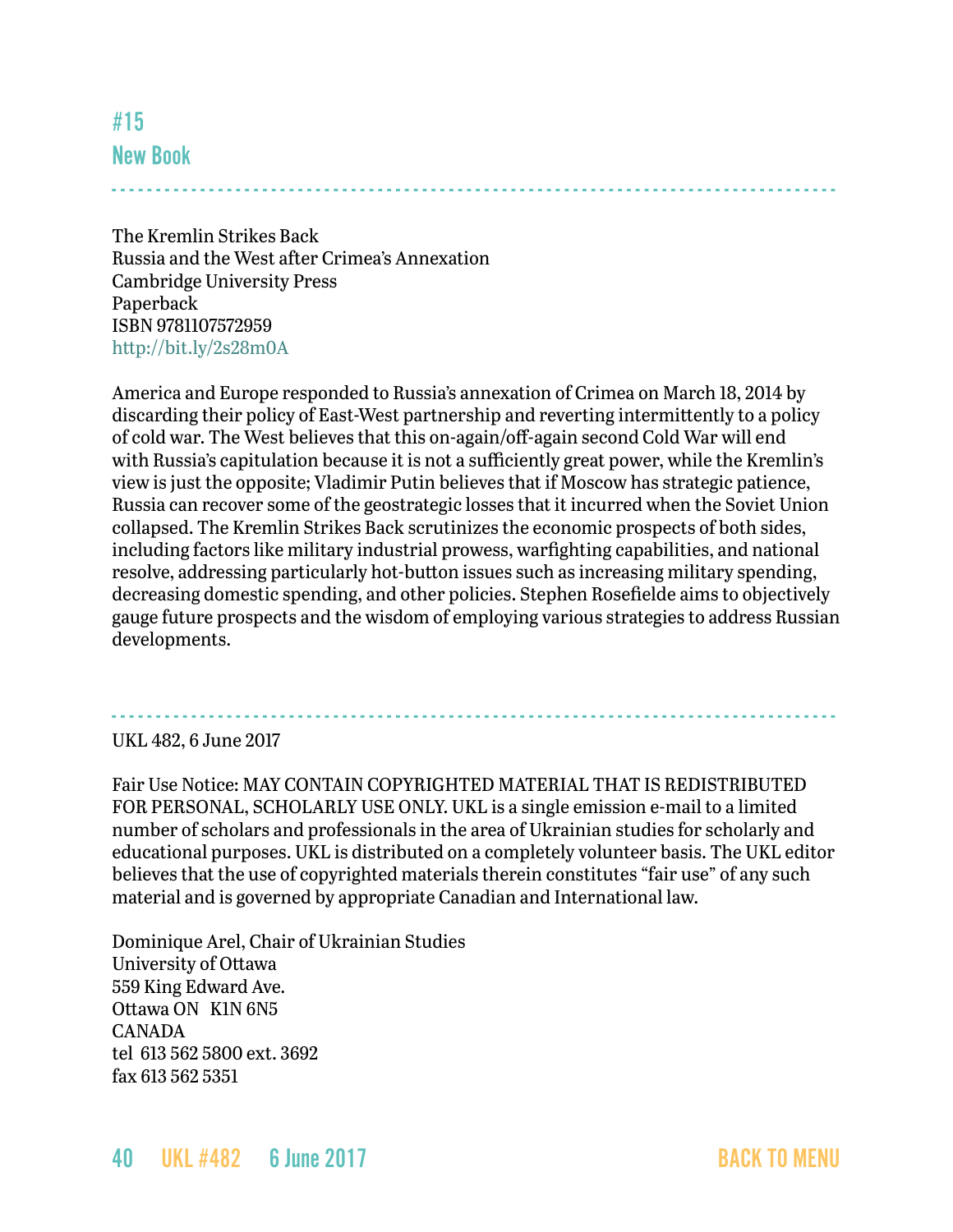## #15

## New Book

---

The Kremlin Strikes Back
Russia and the West after Crimea's Annexation
Cambridge University Press
Paperback
ISBN 9781107572959
http://bit.ly/2s28m0A

America and Europe responded to Russia's annexation of Crimea on March 18, 2014 by discarding their policy of East-West partnership and reverting intermittently to a policy of cold war. The West believes that this on-again/off-again second Cold War will end with Russia's capitulation because it is not a sufficiently great power, while the Kremlin's view is just the opposite; Vladimir Putin believes that if Moscow has strategic patience, Russia can recover some of the geostrategic losses that it incurred when the Soviet Union collapsed. The Kremlin Strikes Back scrutinizes the economic prospects of both sides, including factors like military industrial prowess, warfighting capabilities, and national resolve, addressing particularly hot-button issues such as increasing military spending, decreasing domestic spending, and other policies. Stephen Rosefielde aims to objectively gauge future prospects and the wisdom of employing various strategies to address Russian developments.

---

UKL 482, 6 June 2017

Fair Use Notice: MAY CONTAIN COPYRIGHTED MATERIAL THAT IS REDISTRIBUTED FOR PERSONAL, SCHOLARLY USE ONLY. UKL is a single emission e-mail to a limited number of scholars and professionals in the area of Ukrainian studies for scholarly and educational purposes. UKL is distributed on a completely volunteer basis. The UKL editor believes that the use of copyrighted materials therein constitutes "fair use" of any such material and is governed by appropriate Canadian and International law.

Dominique Arel, Chair of Ukrainian Studies
University of Ottawa
559 King Edward Ave.
Ottawa ON K1N 6N5
CANADA
tel 613 562 5800 ext. 3692
fax 613 562 5351